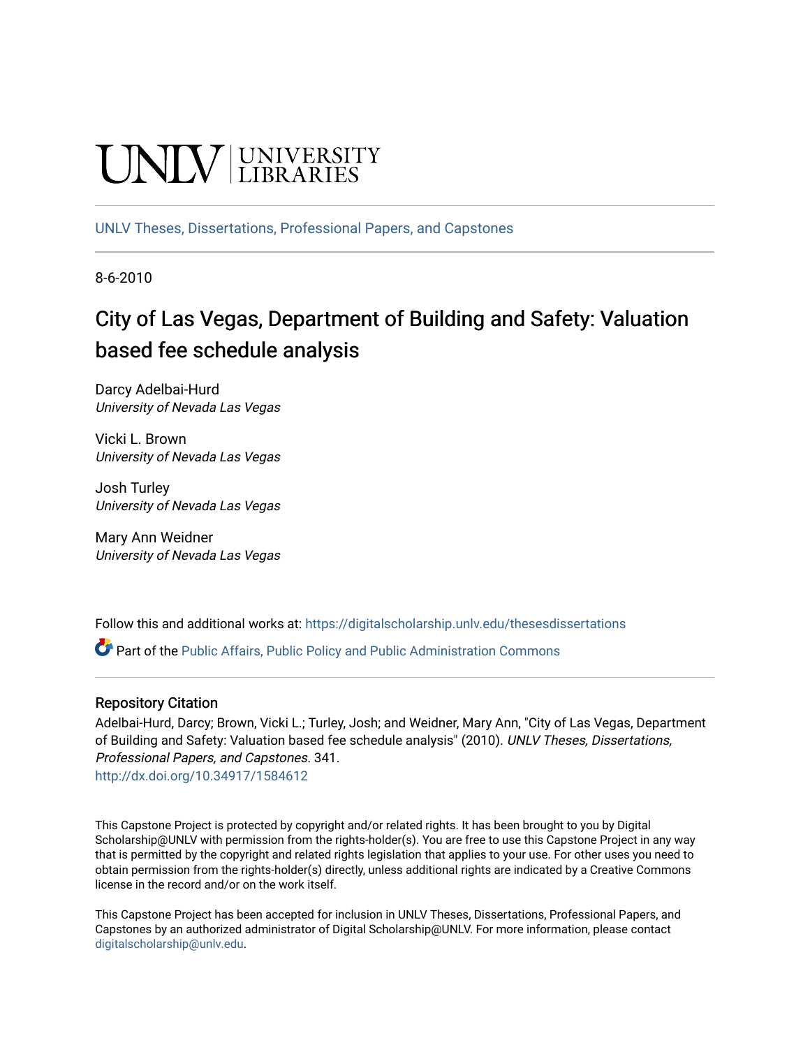UNLV | UNIVERSITY LIBRARIES

UNLV Theses, Dissertations, Professional Papers, and Capstones

8-6-2010

# City of Las Vegas, Department of Building and Safety: Valuation based fee schedule analysis

Darcy Adelbai-Hurd
*University of Nevada Las Vegas*

Vicki L. Brown
*University of Nevada Las Vegas*

Josh Turley
*University of Nevada Las Vegas*

Mary Ann Weidner
*University of Nevada Las Vegas*

Follow this and additional works at: https://digitalscholarship.unlv.edu/thesesdissertations

Part of the Public Affairs, Public Policy and Public Administration Commons

## Repository Citation

Adelbai-Hurd, Darcy; Brown, Vicki L.; Turley, Josh; and Weidner, Mary Ann, "City of Las Vegas, Department of Building and Safety: Valuation based fee schedule analysis" (2010). *UNLV Theses, Dissertations, Professional Papers, and Capstones*. 341.
http://dx.doi.org/10.34917/1584612

This Capstone Project is protected by copyright and/or related rights. It has been brought to you by Digital Scholarship@UNLV with permission from the rights-holder(s). You are free to use this Capstone Project in any way that is permitted by the copyright and related rights legislation that applies to your use. For other uses you need to obtain permission from the rights-holder(s) directly, unless additional rights are indicated by a Creative Commons license in the record and/or on the work itself.

This Capstone Project has been accepted for inclusion in UNLV Theses, Dissertations, Professional Papers, and Capstones by an authorized administrator of Digital Scholarship@UNLV. For more information, please contact digitalscholarship@unlv.edu.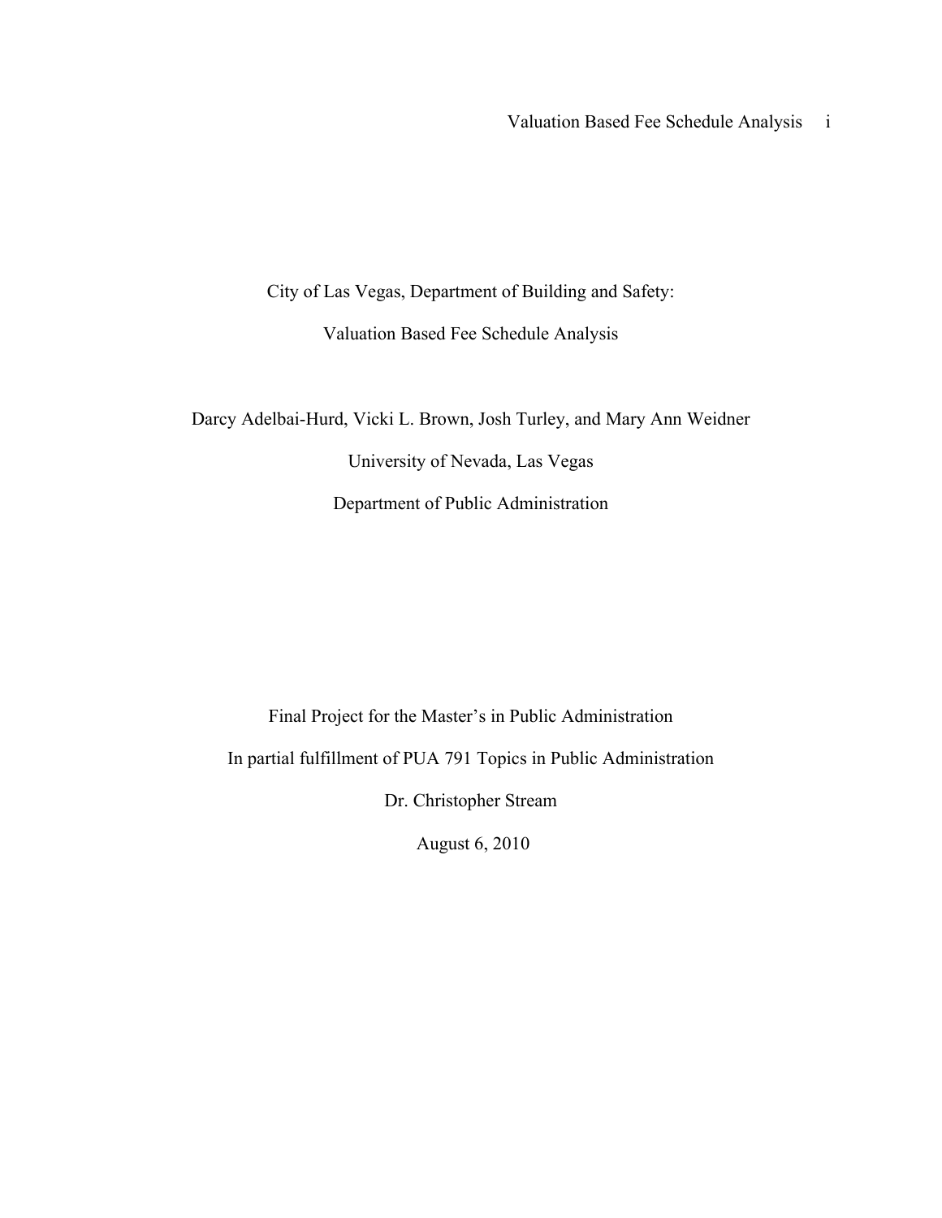City of Las Vegas, Department of Building and Safety:

Valuation Based Fee Schedule Analysis

Darcy Adelbai-Hurd, Vicki L. Brown, Josh Turley, and Mary Ann Weidner

University of Nevada, Las Vegas

Department of Public Administration

Final Project for the Master's in Public Administration

In partial fulfillment of PUA 791 Topics in Public Administration

Dr. Christopher Stream

August 6, 2010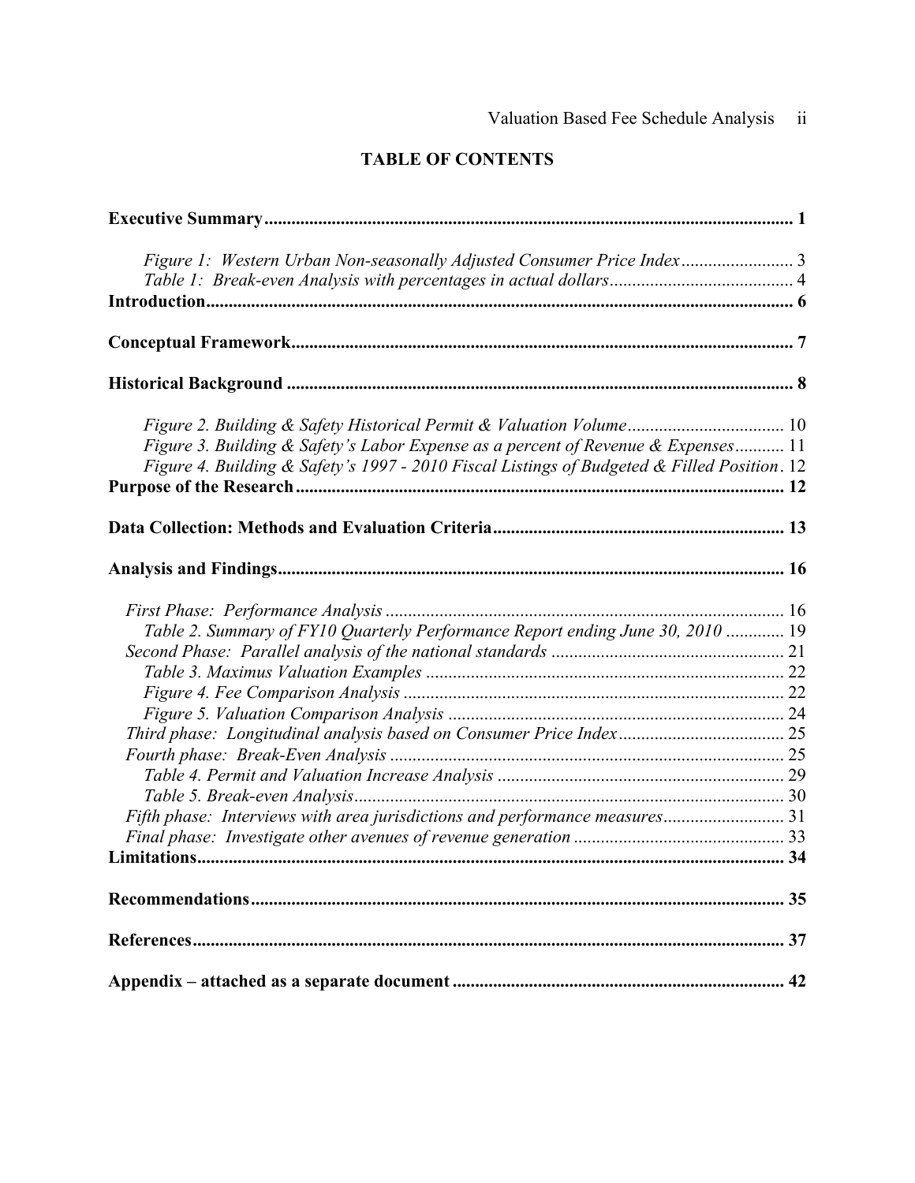# TABLE OF CONTENTS

**Executive Summary** .......... **1**

*Figure 1: Western Urban Non-seasonally Adjusted Consumer Price Index* .......... 3
*Table 1: Break-even Analysis with percentages in actual dollars* .......... 4

**Introduction** .......... **6**

**Conceptual Framework** .......... **7**

**Historical Background** .......... **8**

*Figure 2. Building & Safety Historical Permit & Valuation Volume* .......... 10
*Figure 3. Building & Safety's Labor Expense as a percent of Revenue & Expenses* .......... 11
*Figure 4. Building & Safety's 1997 - 2010 Fiscal Listings of Budgeted & Filled Position* . 12

**Purpose of the Research** .......... **12**

**Data Collection: Methods and Evaluation Criteria** .......... **13**

**Analysis and Findings** .......... **16**

*First Phase: Performance Analysis* .......... 16
*Table 2. Summary of FY10 Quarterly Performance Report ending June 30, 2010* .......... 19
*Second Phase: Parallel analysis of the national standards* .......... 21
*Table 3. Maximus Valuation Examples* .......... 22
*Figure 4. Fee Comparison Analysis* .......... 22
*Figure 5. Valuation Comparison Analysis* .......... 24
*Third phase: Longitudinal analysis based on Consumer Price Index* .......... 25
*Fourth phase: Break-Even Analysis* .......... 25
*Table 4. Permit and Valuation Increase Analysis* .......... 29
*Table 5. Break-even Analysis* .......... 30
*Fifth phase: Interviews with area jurisdictions and performance measures* .......... 31
*Final phase: Investigate other avenues of revenue generation* .......... 33

**Limitations** .......... **34**

**Recommendations** .......... **35**

**References** .......... **37**

**Appendix – attached as a separate document** .......... **42**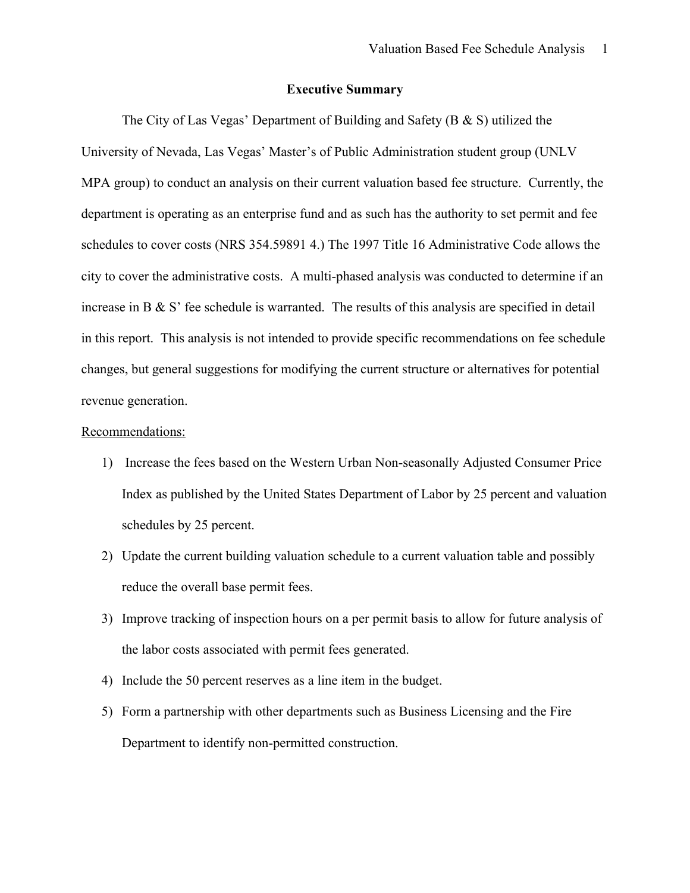## Executive Summary

The City of Las Vegas' Department of Building and Safety (B & S) utilized the University of Nevada, Las Vegas' Master's of Public Administration student group (UNLV MPA group) to conduct an analysis on their current valuation based fee structure. Currently, the department is operating as an enterprise fund and as such has the authority to set permit and fee schedules to cover costs (NRS 354.59891 4.) The 1997 Title 16 Administrative Code allows the city to cover the administrative costs. A multi-phased analysis was conducted to determine if an increase in B & S' fee schedule is warranted. The results of this analysis are specified in detail in this report. This analysis is not intended to provide specific recommendations on fee schedule changes, but general suggestions for modifying the current structure or alternatives for potential revenue generation.

<u>Recommendations:</u>

1) Increase the fees based on the Western Urban Non-seasonally Adjusted Consumer Price Index as published by the United States Department of Labor by 25 percent and valuation schedules by 25 percent.
2) Update the current building valuation schedule to a current valuation table and possibly reduce the overall base permit fees.
3) Improve tracking of inspection hours on a per permit basis to allow for future analysis of the labor costs associated with permit fees generated.
4) Include the 50 percent reserves as a line item in the budget.
5) Form a partnership with other departments such as Business Licensing and the Fire Department to identify non-permitted construction.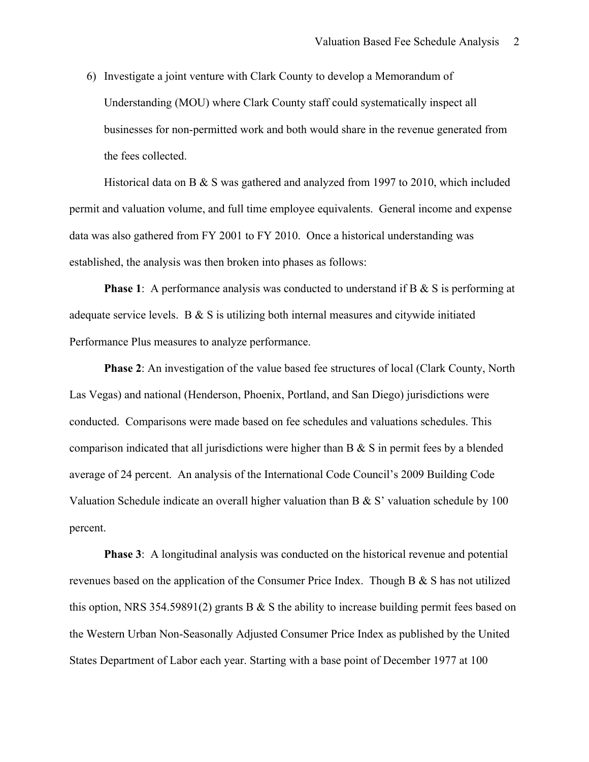6) Investigate a joint venture with Clark County to develop a Memorandum of Understanding (MOU) where Clark County staff could systematically inspect all businesses for non-permitted work and both would share in the revenue generated from the fees collected.

Historical data on B & S was gathered and analyzed from 1997 to 2010, which included permit and valuation volume, and full time employee equivalents. General income and expense data was also gathered from FY 2001 to FY 2010. Once a historical understanding was established, the analysis was then broken into phases as follows:

**Phase 1**: A performance analysis was conducted to understand if B & S is performing at adequate service levels. B & S is utilizing both internal measures and citywide initiated Performance Plus measures to analyze performance.

**Phase 2**: An investigation of the value based fee structures of local (Clark County, North Las Vegas) and national (Henderson, Phoenix, Portland, and San Diego) jurisdictions were conducted. Comparisons were made based on fee schedules and valuations schedules. This comparison indicated that all jurisdictions were higher than B & S in permit fees by a blended average of 24 percent. An analysis of the International Code Council's 2009 Building Code Valuation Schedule indicate an overall higher valuation than B & S' valuation schedule by 100 percent.

**Phase 3**: A longitudinal analysis was conducted on the historical revenue and potential revenues based on the application of the Consumer Price Index. Though B & S has not utilized this option, NRS 354.59891(2) grants B & S the ability to increase building permit fees based on the Western Urban Non-Seasonally Adjusted Consumer Price Index as published by the United States Department of Labor each year. Starting with a base point of December 1977 at 100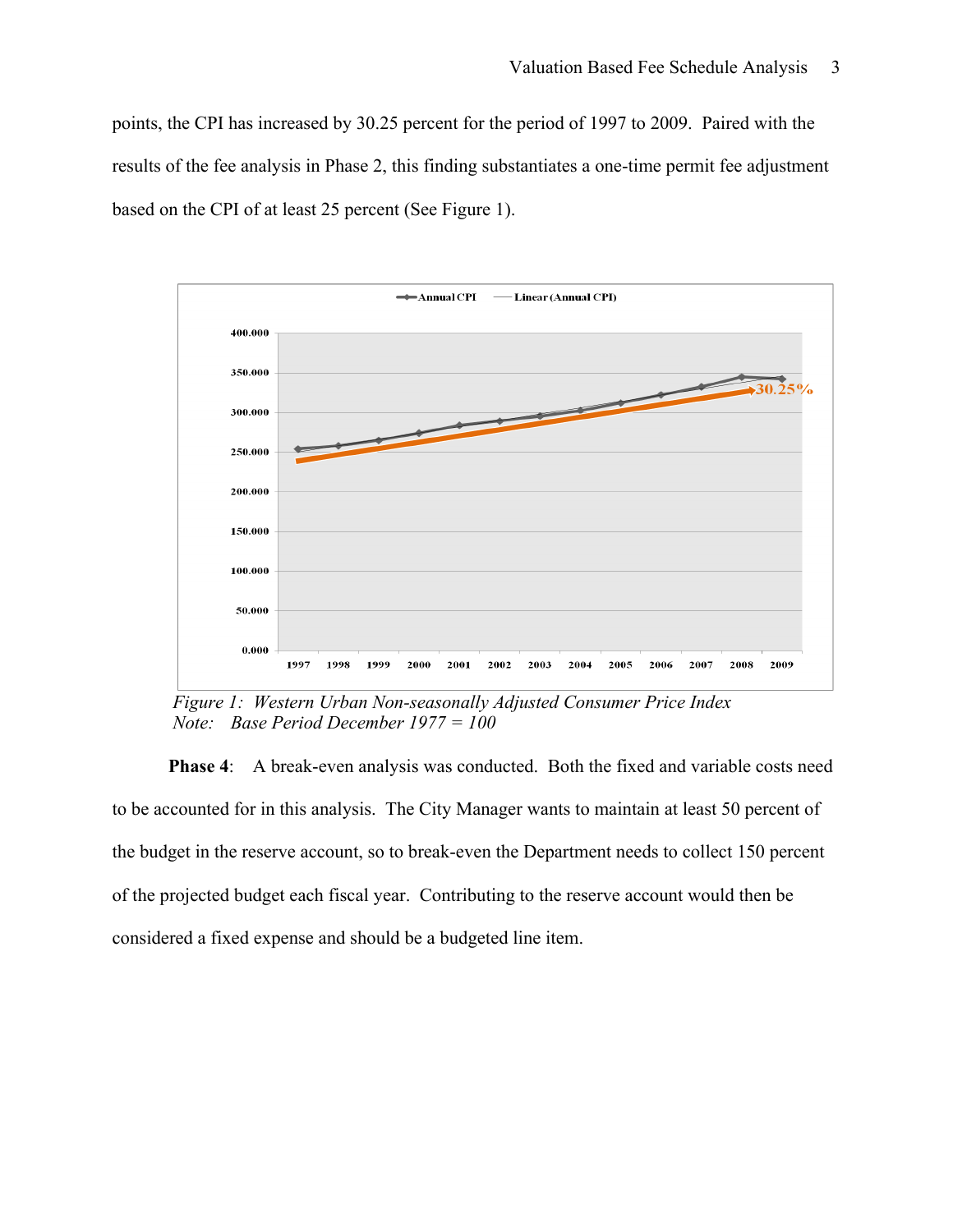points, the CPI has increased by 30.25 percent for the period of 1997 to 2009. Paired with the results of the fee analysis in Phase 2, this finding substantiates a one-time permit fee adjustment based on the CPI of at least 25 percent (See Figure 1).

*Figure 1: Western Urban Non-seasonally Adjusted Consumer Price Index*
*Note: Base Period December 1977 = 100*

**Phase 4**: A break-even analysis was conducted. Both the fixed and variable costs need to be accounted for in this analysis. The City Manager wants to maintain at least 50 percent of the budget in the reserve account, so to break-even the Department needs to collect 150 percent of the projected budget each fiscal year. Contributing to the reserve account would then be considered a fixed expense and should be a budgeted line item.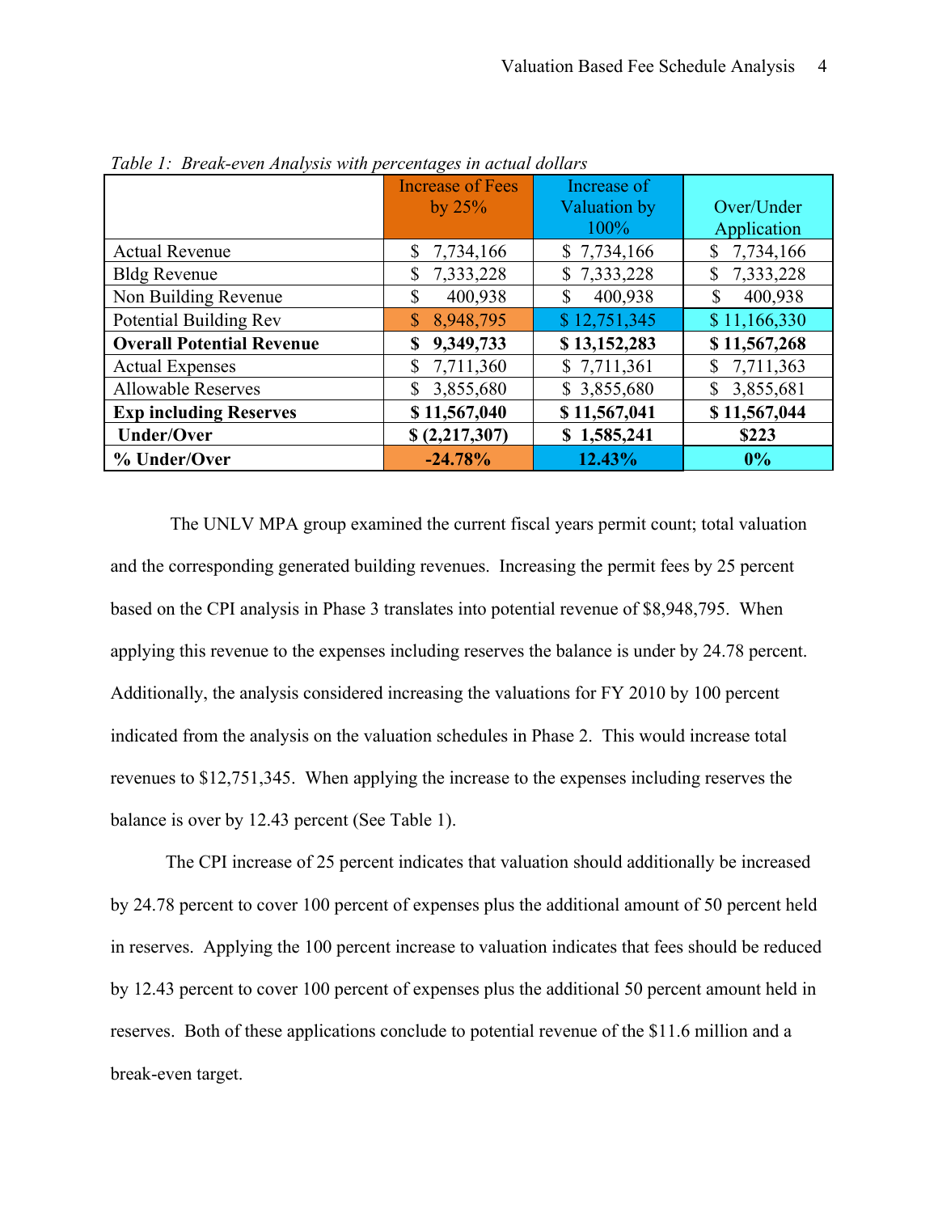*Table 1: Break-even Analysis with percentages in actual dollars*

| | Increase of Fees by 25% | Increase of Valuation by 100% | Over/Under Application |
|---|---|---|---|
| Actual Revenue | $ 7,734,166 | $ 7,734,166 | $ 7,734,166 |
| Bldg Revenue | $ 7,333,228 | $ 7,333,228 | $ 7,333,228 |
| Non Building Revenue | $ 400,938 | $ 400,938 | $ 400,938 |
| Potential Building Rev | $ 8,948,795 | $ 12,751,345 | $ 11,166,330 |
| **Overall Potential Revenue** | **$ 9,349,733** | **$ 13,152,283** | **$ 11,567,268** |
| Actual Expenses | $ 7,711,360 | $ 7,711,361 | $ 7,711,363 |
| Allowable Reserves | $ 3,855,680 | $ 3,855,680 | $ 3,855,681 |
| **Exp including Reserves** | **$ 11,567,040** | **$ 11,567,041** | **$ 11,567,044** |
| **Under/Over** | **$ (2,217,307)** | **$ 1,585,241** | **$223** |
| **% Under/Over** | **-24.78%** | **12.43%** | **0%** |

The UNLV MPA group examined the current fiscal years permit count; total valuation and the corresponding generated building revenues. Increasing the permit fees by 25 percent based on the CPI analysis in Phase 3 translates into potential revenue of $8,948,795. When applying this revenue to the expenses including reserves the balance is under by 24.78 percent. Additionally, the analysis considered increasing the valuations for FY 2010 by 100 percent indicated from the analysis on the valuation schedules in Phase 2. This would increase total revenues to $12,751,345. When applying the increase to the expenses including reserves the balance is over by 12.43 percent (See Table 1).

The CPI increase of 25 percent indicates that valuation should additionally be increased by 24.78 percent to cover 100 percent of expenses plus the additional amount of 50 percent held in reserves. Applying the 100 percent increase to valuation indicates that fees should be reduced by 12.43 percent to cover 100 percent of expenses plus the additional 50 percent amount held in reserves. Both of these applications conclude to potential revenue of the $11.6 million and a break-even target.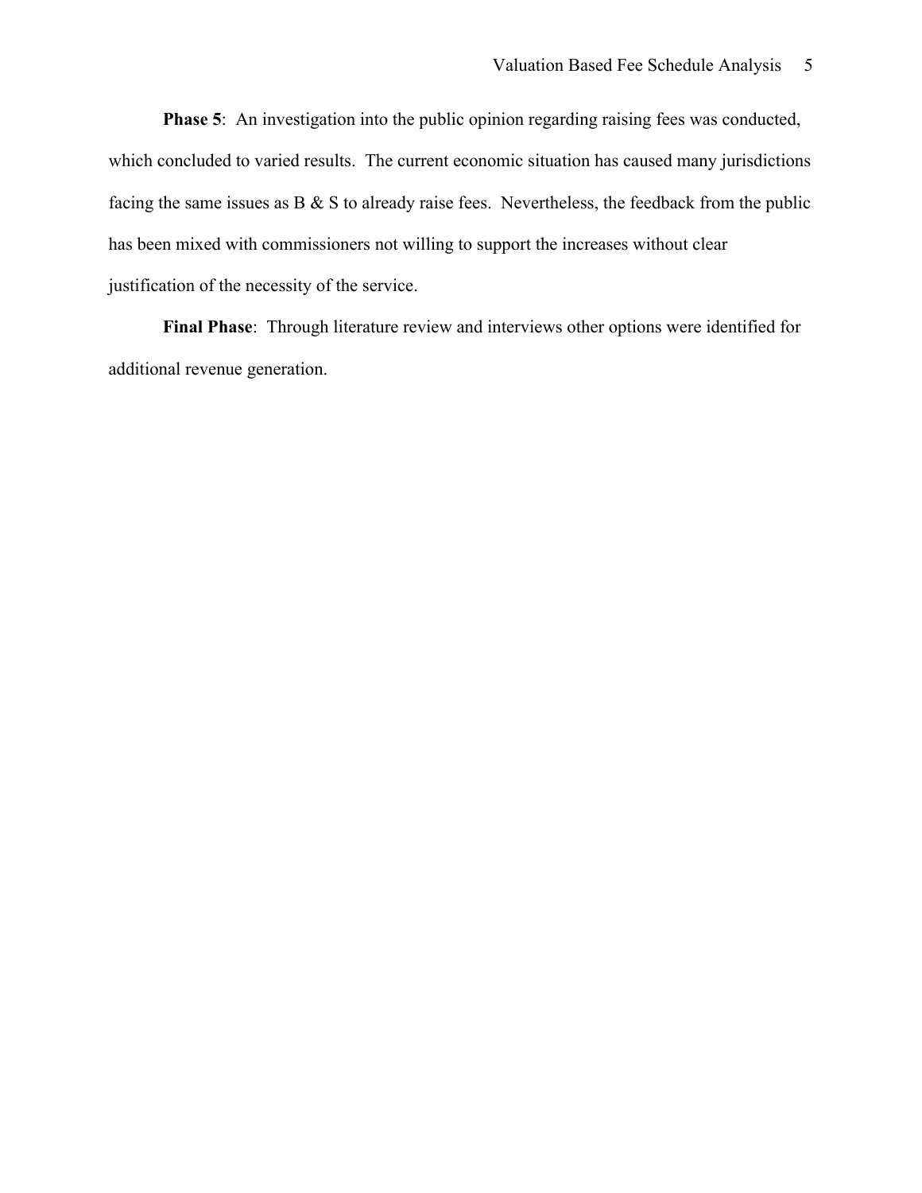**Phase 5**: An investigation into the public opinion regarding raising fees was conducted, which concluded to varied results. The current economic situation has caused many jurisdictions facing the same issues as B & S to already raise fees. Nevertheless, the feedback from the public has been mixed with commissioners not willing to support the increases without clear justification of the necessity of the service.

**Final Phase**: Through literature review and interviews other options were identified for additional revenue generation.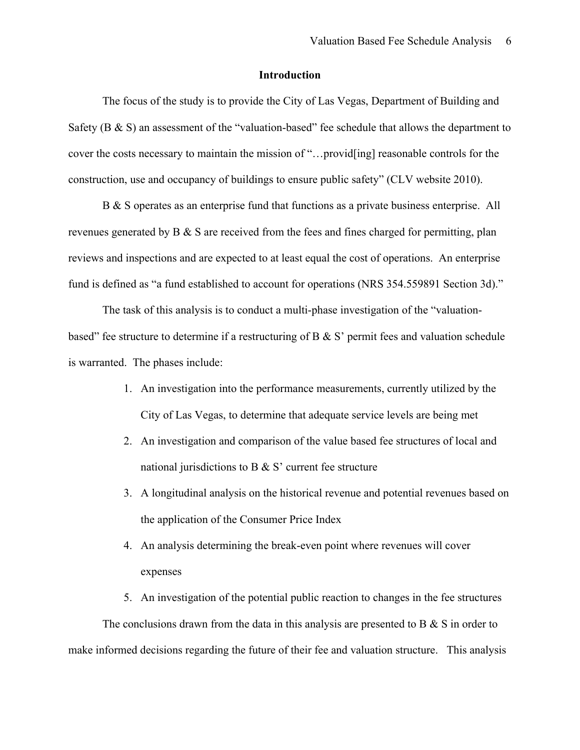## Introduction

The focus of the study is to provide the City of Las Vegas, Department of Building and Safety (B & S) an assessment of the "valuation-based" fee schedule that allows the department to cover the costs necessary to maintain the mission of "…provid[ing] reasonable controls for the construction, use and occupancy of buildings to ensure public safety" (CLV website 2010).

B & S operates as an enterprise fund that functions as a private business enterprise. All revenues generated by B & S are received from the fees and fines charged for permitting, plan reviews and inspections and are expected to at least equal the cost of operations. An enterprise fund is defined as "a fund established to account for operations (NRS 354.559891 Section 3d)."

The task of this analysis is to conduct a multi-phase investigation of the "valuation-based" fee structure to determine if a restructuring of B & S' permit fees and valuation schedule is warranted. The phases include:

1. An investigation into the performance measurements, currently utilized by the City of Las Vegas, to determine that adequate service levels are being met
2. An investigation and comparison of the value based fee structures of local and national jurisdictions to B & S' current fee structure
3. A longitudinal analysis on the historical revenue and potential revenues based on the application of the Consumer Price Index
4. An analysis determining the break-even point where revenues will cover expenses
5. An investigation of the potential public reaction to changes in the fee structures

The conclusions drawn from the data in this analysis are presented to B & S in order to make informed decisions regarding the future of their fee and valuation structure. This analysis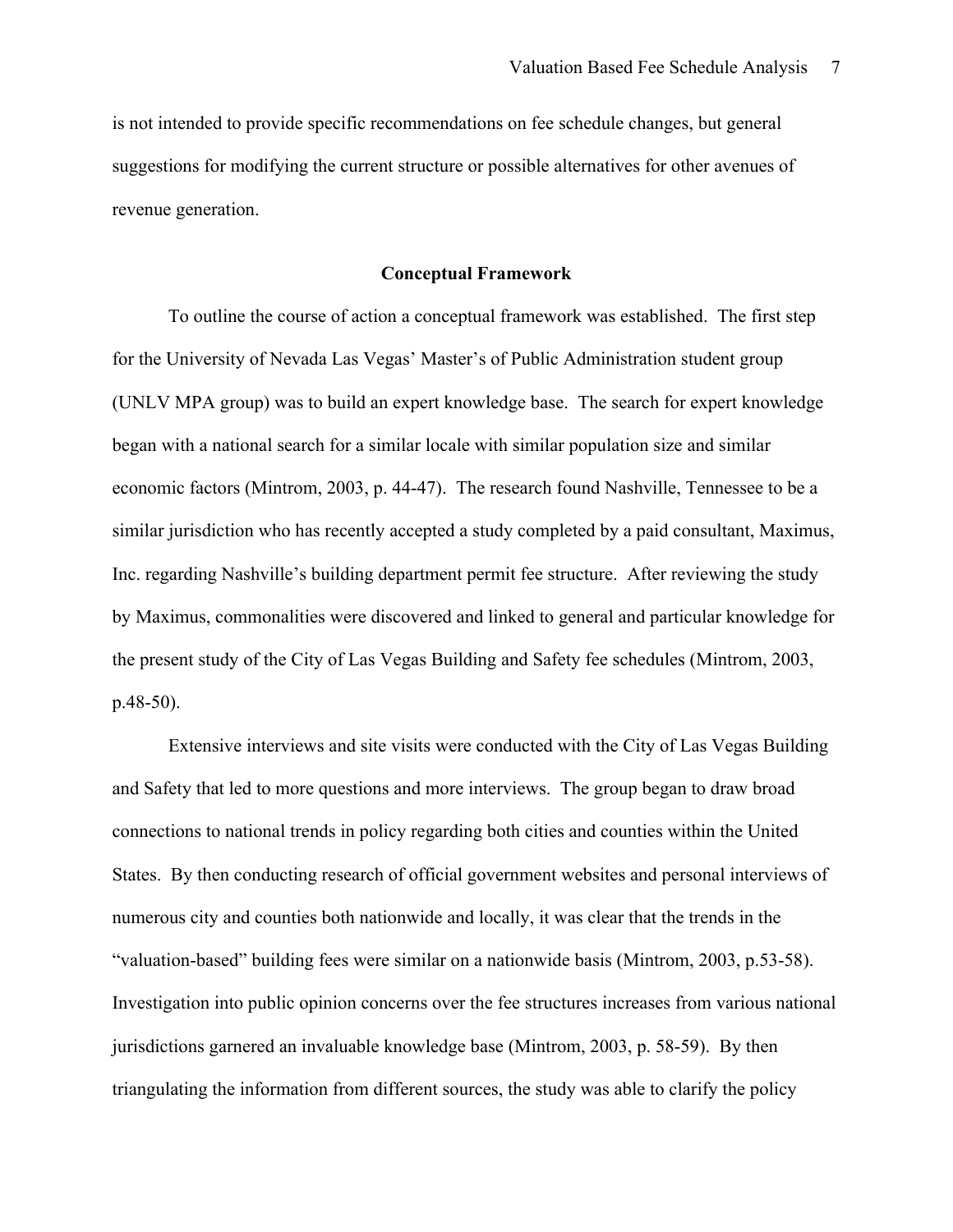is not intended to provide specific recommendations on fee schedule changes, but general suggestions for modifying the current structure or possible alternatives for other avenues of revenue generation.

## Conceptual Framework

To outline the course of action a conceptual framework was established. The first step for the University of Nevada Las Vegas' Master's of Public Administration student group (UNLV MPA group) was to build an expert knowledge base. The search for expert knowledge began with a national search for a similar locale with similar population size and similar economic factors (Mintrom, 2003, p. 44-47). The research found Nashville, Tennessee to be a similar jurisdiction who has recently accepted a study completed by a paid consultant, Maximus, Inc. regarding Nashville's building department permit fee structure. After reviewing the study by Maximus, commonalities were discovered and linked to general and particular knowledge for the present study of the City of Las Vegas Building and Safety fee schedules (Mintrom, 2003, p.48-50).

Extensive interviews and site visits were conducted with the City of Las Vegas Building and Safety that led to more questions and more interviews. The group began to draw broad connections to national trends in policy regarding both cities and counties within the United States. By then conducting research of official government websites and personal interviews of numerous city and counties both nationwide and locally, it was clear that the trends in the "valuation-based" building fees were similar on a nationwide basis (Mintrom, 2003, p.53-58). Investigation into public opinion concerns over the fee structures increases from various national jurisdictions garnered an invaluable knowledge base (Mintrom, 2003, p. 58-59). By then triangulating the information from different sources, the study was able to clarify the policy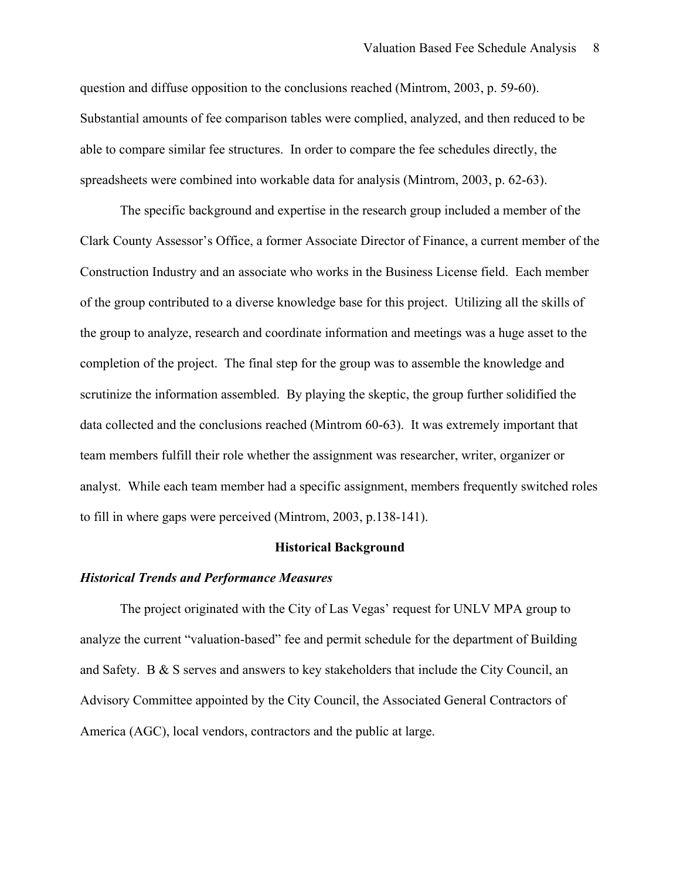question and diffuse opposition to the conclusions reached (Mintrom, 2003, p. 59-60). Substantial amounts of fee comparison tables were complied, analyzed, and then reduced to be able to compare similar fee structures. In order to compare the fee schedules directly, the spreadsheets were combined into workable data for analysis (Mintrom, 2003, p. 62-63).

The specific background and expertise in the research group included a member of the Clark County Assessor's Office, a former Associate Director of Finance, a current member of the Construction Industry and an associate who works in the Business License field. Each member of the group contributed to a diverse knowledge base for this project. Utilizing all the skills of the group to analyze, research and coordinate information and meetings was a huge asset to the completion of the project. The final step for the group was to assemble the knowledge and scrutinize the information assembled. By playing the skeptic, the group further solidified the data collected and the conclusions reached (Mintrom 60-63). It was extremely important that team members fulfill their role whether the assignment was researcher, writer, organizer or analyst. While each team member had a specific assignment, members frequently switched roles to fill in where gaps were perceived (Mintrom, 2003, p.138-141).

## Historical Background

### *Historical Trends and Performance Measures*

The project originated with the City of Las Vegas' request for UNLV MPA group to analyze the current "valuation-based" fee and permit schedule for the department of Building and Safety. B & S serves and answers to key stakeholders that include the City Council, an Advisory Committee appointed by the City Council, the Associated General Contractors of America (AGC), local vendors, contractors and the public at large.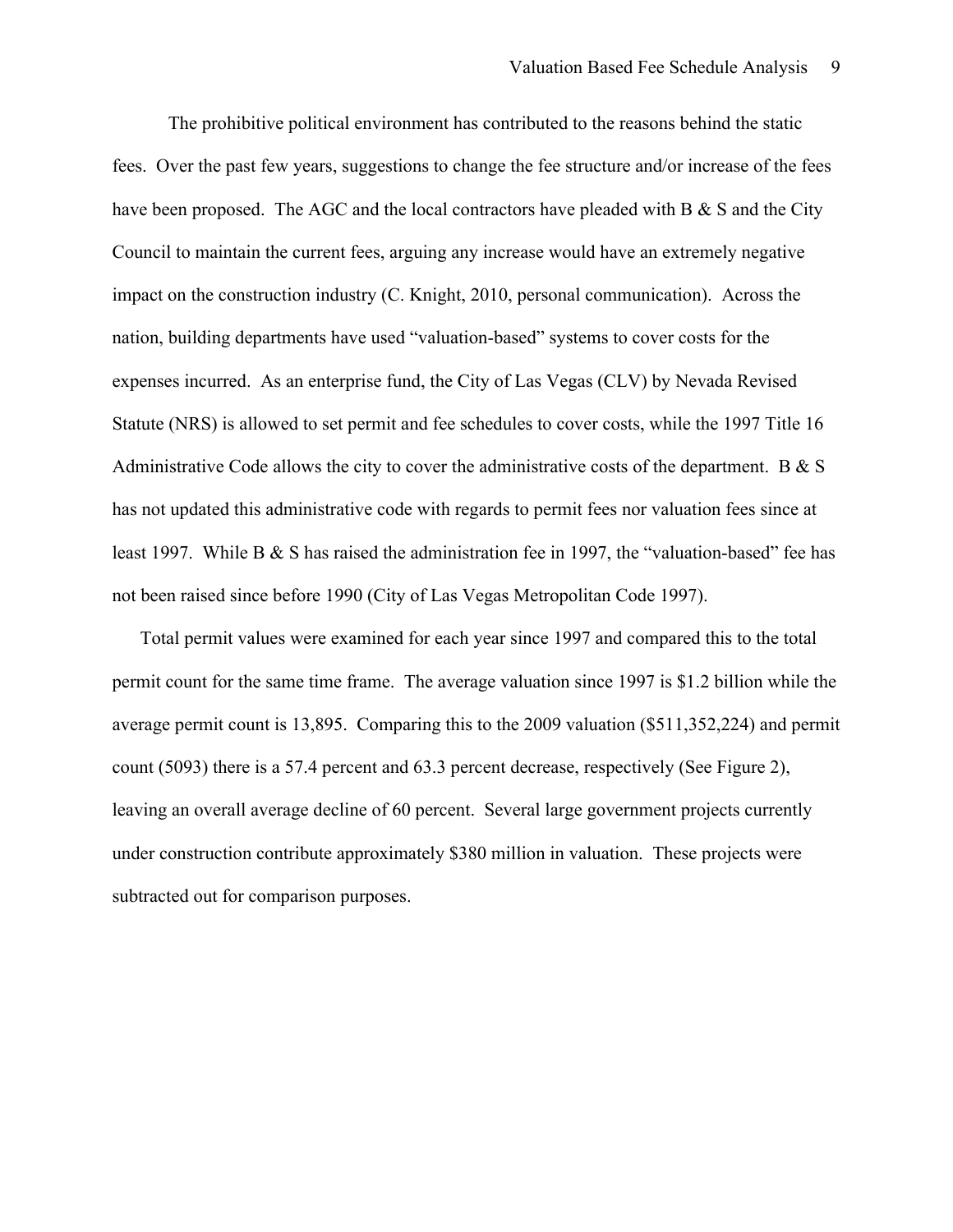The prohibitive political environment has contributed to the reasons behind the static fees. Over the past few years, suggestions to change the fee structure and/or increase of the fees have been proposed. The AGC and the local contractors have pleaded with B & S and the City Council to maintain the current fees, arguing any increase would have an extremely negative impact on the construction industry (C. Knight, 2010, personal communication). Across the nation, building departments have used "valuation-based" systems to cover costs for the expenses incurred. As an enterprise fund, the City of Las Vegas (CLV) by Nevada Revised Statute (NRS) is allowed to set permit and fee schedules to cover costs, while the 1997 Title 16 Administrative Code allows the city to cover the administrative costs of the department. B & S has not updated this administrative code with regards to permit fees nor valuation fees since at least 1997. While B & S has raised the administration fee in 1997, the "valuation-based" fee has not been raised since before 1990 (City of Las Vegas Metropolitan Code 1997).

Total permit values were examined for each year since 1997 and compared this to the total permit count for the same time frame. The average valuation since 1997 is $1.2 billion while the average permit count is 13,895. Comparing this to the 2009 valuation ($511,352,224) and permit count (5093) there is a 57.4 percent and 63.3 percent decrease, respectively (See Figure 2), leaving an overall average decline of 60 percent. Several large government projects currently under construction contribute approximately $380 million in valuation. These projects were subtracted out for comparison purposes.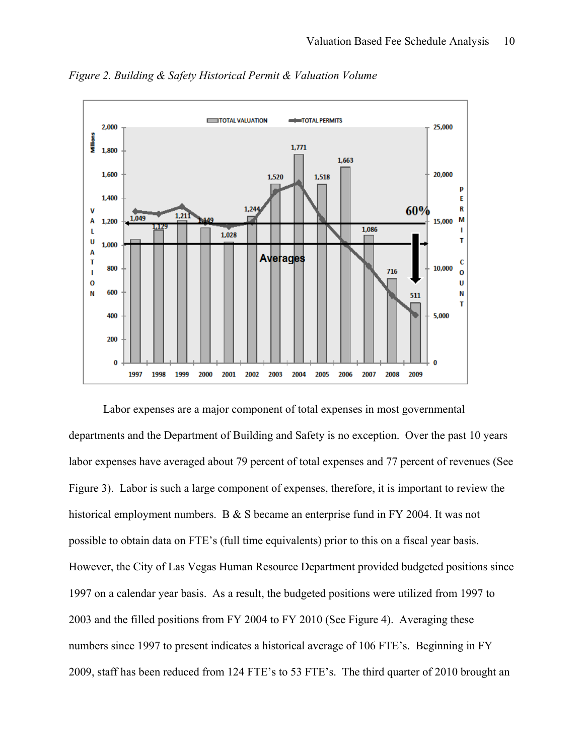*Figure 2. Building & Safety Historical Permit & Valuation Volume*

Labor expenses are a major component of total expenses in most governmental departments and the Department of Building and Safety is no exception. Over the past 10 years labor expenses have averaged about 79 percent of total expenses and 77 percent of revenues (See Figure 3). Labor is such a large component of expenses, therefore, it is important to review the historical employment numbers. B & S became an enterprise fund in FY 2004. It was not possible to obtain data on FTE's (full time equivalents) prior to this on a fiscal year basis. However, the City of Las Vegas Human Resource Department provided budgeted positions since 1997 on a calendar year basis. As a result, the budgeted positions were utilized from 1997 to 2003 and the filled positions from FY 2004 to FY 2010 (See Figure 4). Averaging these numbers since 1997 to present indicates a historical average of 106 FTE's. Beginning in FY 2009, staff has been reduced from 124 FTE's to 53 FTE's. The third quarter of 2010 brought an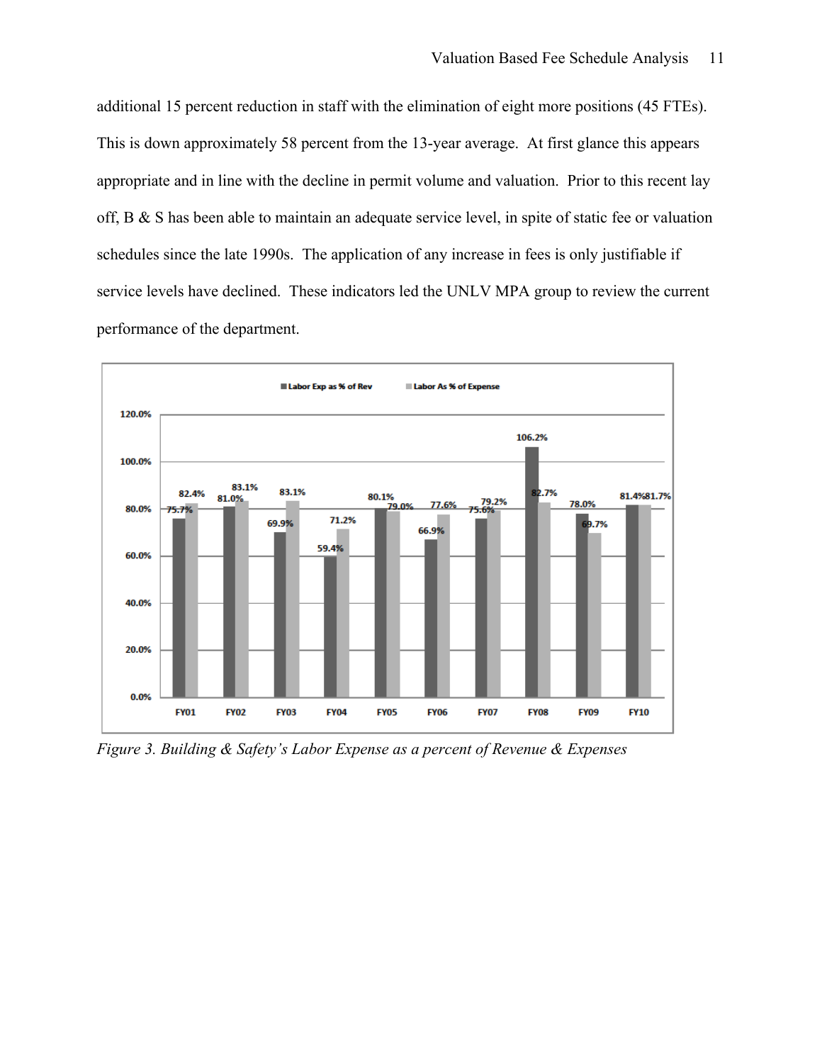additional 15 percent reduction in staff with the elimination of eight more positions (45 FTEs). This is down approximately 58 percent from the 13-year average. At first glance this appears appropriate and in line with the decline in permit volume and valuation. Prior to this recent lay off, B & S has been able to maintain an adequate service level, in spite of static fee or valuation schedules since the late 1990s. The application of any increase in fees is only justifiable if service levels have declined. These indicators led the UNLV MPA group to review the current performance of the department.

| | FY01 | FY02 | FY03 | FY04 | FY05 | FY06 | FY07 | FY08 | FY09 | FY10 |
|---|---|---|---|---|---|---|---|---|---|---|
| Labor Exp as % of Rev | 75.7% | 81.0% | 69.9% | 59.4% | 80.1% | 66.9% | 75.6% | 106.2% | 78.0% | 81.4% |
| Labor As % of Expense | 82.4% | 83.1% | 83.1% | 71.2% | 79.0% | 77.6% | 79.2% | 82.7% | 69.7% | 81.7% |

*Figure 3. Building & Safety's Labor Expense as a percent of Revenue & Expenses*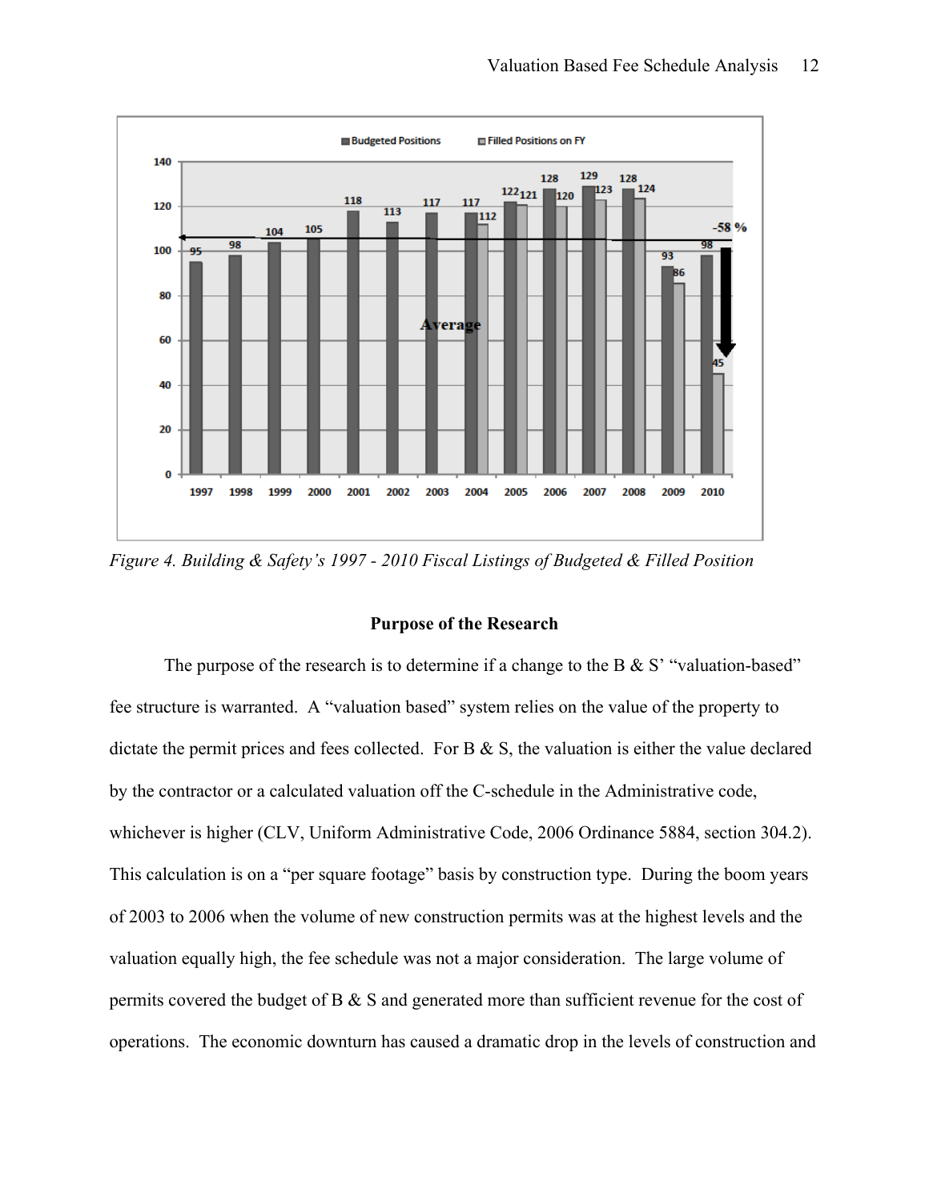*Figure 4. Building & Safety's 1997 - 2010 Fiscal Listings of Budgeted & Filled Position*

## Purpose of the Research

The purpose of the research is to determine if a change to the B & S' "valuation-based" fee structure is warranted. A "valuation based" system relies on the value of the property to dictate the permit prices and fees collected. For B & S, the valuation is either the value declared by the contractor or a calculated valuation off the C-schedule in the Administrative code, whichever is higher (CLV, Uniform Administrative Code, 2006 Ordinance 5884, section 304.2). This calculation is on a "per square footage" basis by construction type. During the boom years of 2003 to 2006 when the volume of new construction permits was at the highest levels and the valuation equally high, the fee schedule was not a major consideration. The large volume of permits covered the budget of B & S and generated more than sufficient revenue for the cost of operations. The economic downturn has caused a dramatic drop in the levels of construction and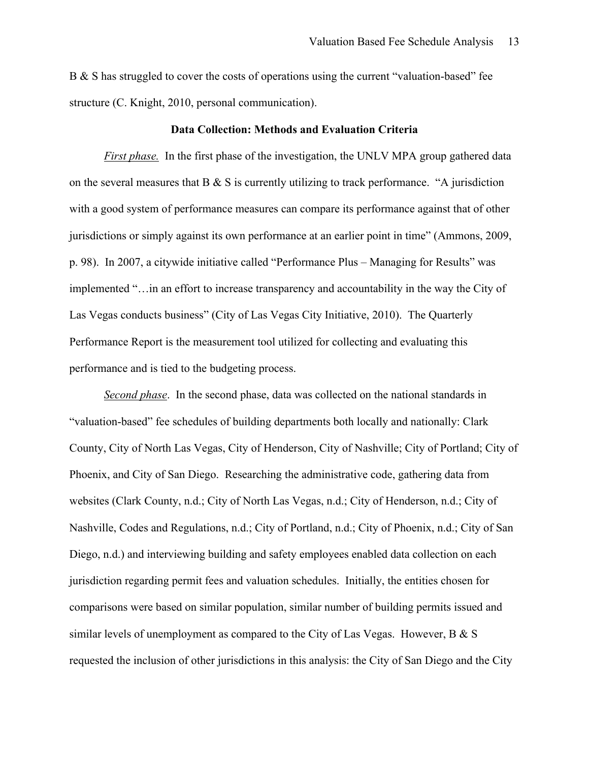B & S has struggled to cover the costs of operations using the current "valuation-based" fee structure (C. Knight, 2010, personal communication).

## Data Collection: Methods and Evaluation Criteria

*First phase.* In the first phase of the investigation, the UNLV MPA group gathered data on the several measures that B & S is currently utilizing to track performance. "A jurisdiction with a good system of performance measures can compare its performance against that of other jurisdictions or simply against its own performance at an earlier point in time" (Ammons, 2009, p. 98). In 2007, a citywide initiative called "Performance Plus – Managing for Results" was implemented "…in an effort to increase transparency and accountability in the way the City of Las Vegas conducts business" (City of Las Vegas City Initiative, 2010). The Quarterly Performance Report is the measurement tool utilized for collecting and evaluating this performance and is tied to the budgeting process.

*Second phase*. In the second phase, data was collected on the national standards in "valuation-based" fee schedules of building departments both locally and nationally: Clark County, City of North Las Vegas, City of Henderson, City of Nashville; City of Portland; City of Phoenix, and City of San Diego. Researching the administrative code, gathering data from websites (Clark County, n.d.; City of North Las Vegas, n.d.; City of Henderson, n.d.; City of Nashville, Codes and Regulations, n.d.; City of Portland, n.d.; City of Phoenix, n.d.; City of San Diego, n.d.) and interviewing building and safety employees enabled data collection on each jurisdiction regarding permit fees and valuation schedules. Initially, the entities chosen for comparisons were based on similar population, similar number of building permits issued and similar levels of unemployment as compared to the City of Las Vegas. However, B & S requested the inclusion of other jurisdictions in this analysis: the City of San Diego and the City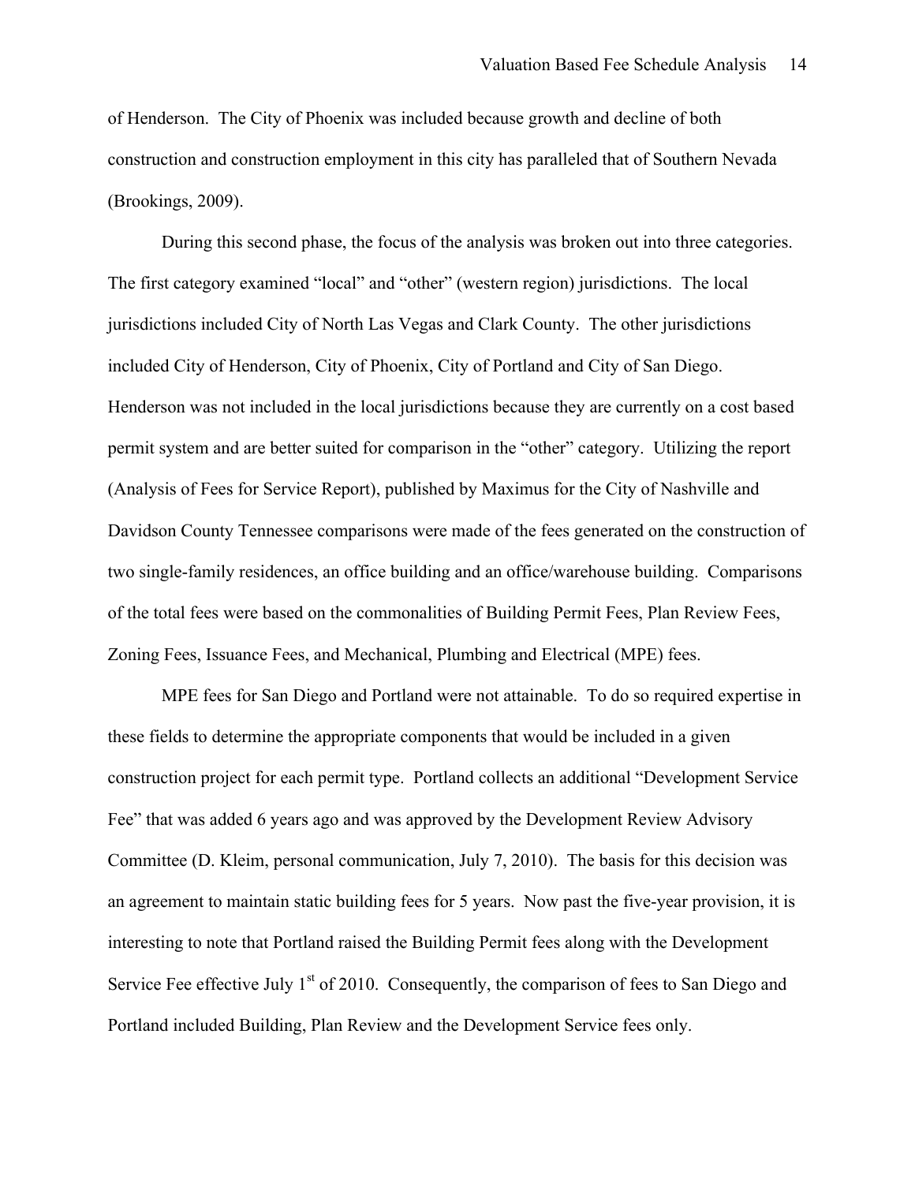of Henderson. The City of Phoenix was included because growth and decline of both construction and construction employment in this city has paralleled that of Southern Nevada (Brookings, 2009).

During this second phase, the focus of the analysis was broken out into three categories. The first category examined “local” and “other” (western region) jurisdictions. The local jurisdictions included City of North Las Vegas and Clark County. The other jurisdictions included City of Henderson, City of Phoenix, City of Portland and City of San Diego. Henderson was not included in the local jurisdictions because they are currently on a cost based permit system and are better suited for comparison in the “other” category. Utilizing the report (Analysis of Fees for Service Report), published by Maximus for the City of Nashville and Davidson County Tennessee comparisons were made of the fees generated on the construction of two single-family residences, an office building and an office/warehouse building. Comparisons of the total fees were based on the commonalities of Building Permit Fees, Plan Review Fees, Zoning Fees, Issuance Fees, and Mechanical, Plumbing and Electrical (MPE) fees.

MPE fees for San Diego and Portland were not attainable. To do so required expertise in these fields to determine the appropriate components that would be included in a given construction project for each permit type. Portland collects an additional “Development Service Fee” that was added 6 years ago and was approved by the Development Review Advisory Committee (D. Kleim, personal communication, July 7, 2010). The basis for this decision was an agreement to maintain static building fees for 5 years. Now past the five-year provision, it is interesting to note that Portland raised the Building Permit fees along with the Development Service Fee effective July 1st of 2010. Consequently, the comparison of fees to San Diego and Portland included Building, Plan Review and the Development Service fees only.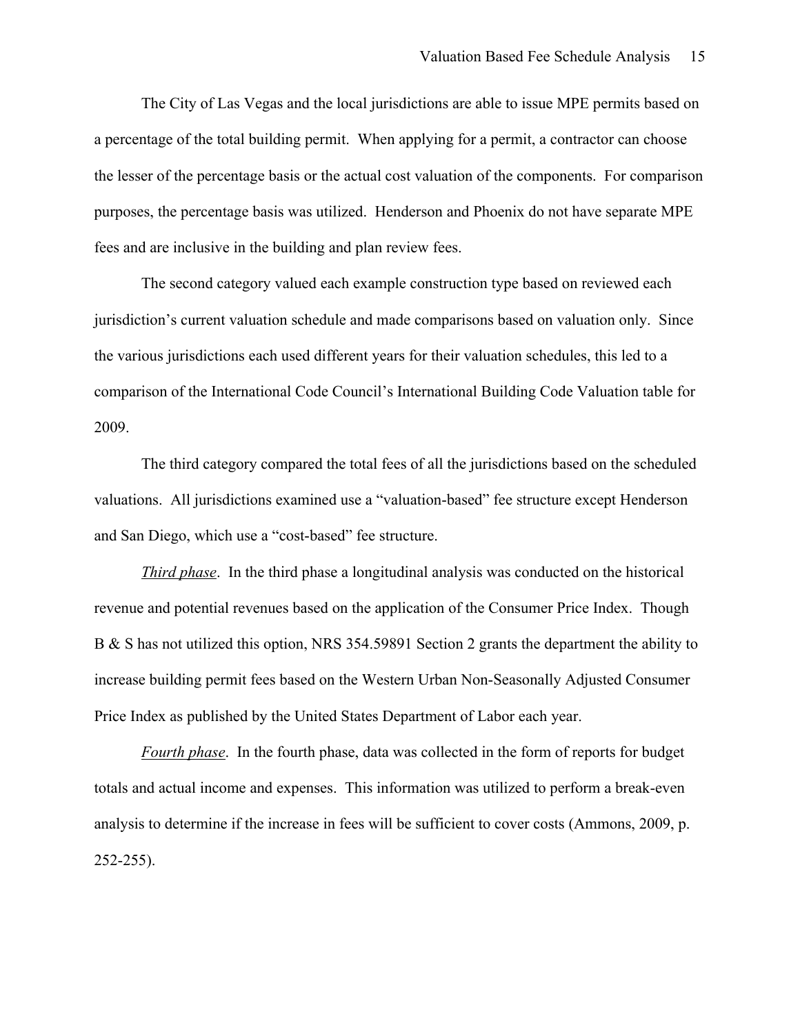The City of Las Vegas and the local jurisdictions are able to issue MPE permits based on a percentage of the total building permit. When applying for a permit, a contractor can choose the lesser of the percentage basis or the actual cost valuation of the components. For comparison purposes, the percentage basis was utilized. Henderson and Phoenix do not have separate MPE fees and are inclusive in the building and plan review fees.

The second category valued each example construction type based on reviewed each jurisdiction's current valuation schedule and made comparisons based on valuation only. Since the various jurisdictions each used different years for their valuation schedules, this led to a comparison of the International Code Council's International Building Code Valuation table for 2009.

The third category compared the total fees of all the jurisdictions based on the scheduled valuations. All jurisdictions examined use a "valuation-based" fee structure except Henderson and San Diego, which use a "cost-based" fee structure.

*Third phase*. In the third phase a longitudinal analysis was conducted on the historical revenue and potential revenues based on the application of the Consumer Price Index. Though B & S has not utilized this option, NRS 354.59891 Section 2 grants the department the ability to increase building permit fees based on the Western Urban Non-Seasonally Adjusted Consumer Price Index as published by the United States Department of Labor each year.

*Fourth phase*. In the fourth phase, data was collected in the form of reports for budget totals and actual income and expenses. This information was utilized to perform a break-even analysis to determine if the increase in fees will be sufficient to cover costs (Ammons, 2009, p. 252-255).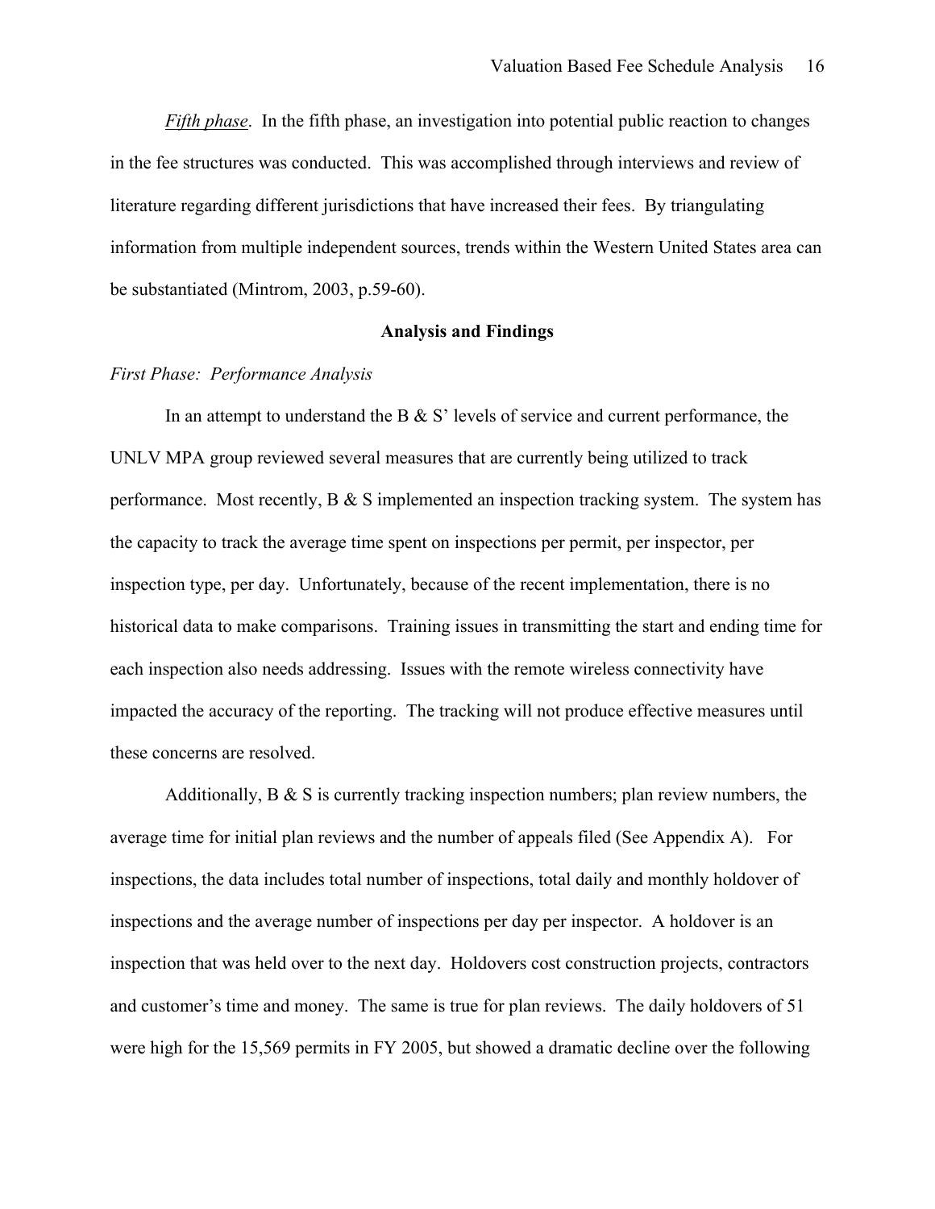*Fifth phase*. In the fifth phase, an investigation into potential public reaction to changes in the fee structures was conducted. This was accomplished through interviews and review of literature regarding different jurisdictions that have increased their fees. By triangulating information from multiple independent sources, trends within the Western United States area can be substantiated (Mintrom, 2003, p.59-60).

## Analysis and Findings

### *First Phase: Performance Analysis*

In an attempt to understand the B & S' levels of service and current performance, the UNLV MPA group reviewed several measures that are currently being utilized to track performance. Most recently, B & S implemented an inspection tracking system. The system has the capacity to track the average time spent on inspections per permit, per inspector, per inspection type, per day. Unfortunately, because of the recent implementation, there is no historical data to make comparisons. Training issues in transmitting the start and ending time for each inspection also needs addressing. Issues with the remote wireless connectivity have impacted the accuracy of the reporting. The tracking will not produce effective measures until these concerns are resolved.

Additionally, B & S is currently tracking inspection numbers; plan review numbers, the average time for initial plan reviews and the number of appeals filed (See Appendix A). For inspections, the data includes total number of inspections, total daily and monthly holdover of inspections and the average number of inspections per day per inspector. A holdover is an inspection that was held over to the next day. Holdovers cost construction projects, contractors and customer's time and money. The same is true for plan reviews. The daily holdovers of 51 were high for the 15,569 permits in FY 2005, but showed a dramatic decline over the following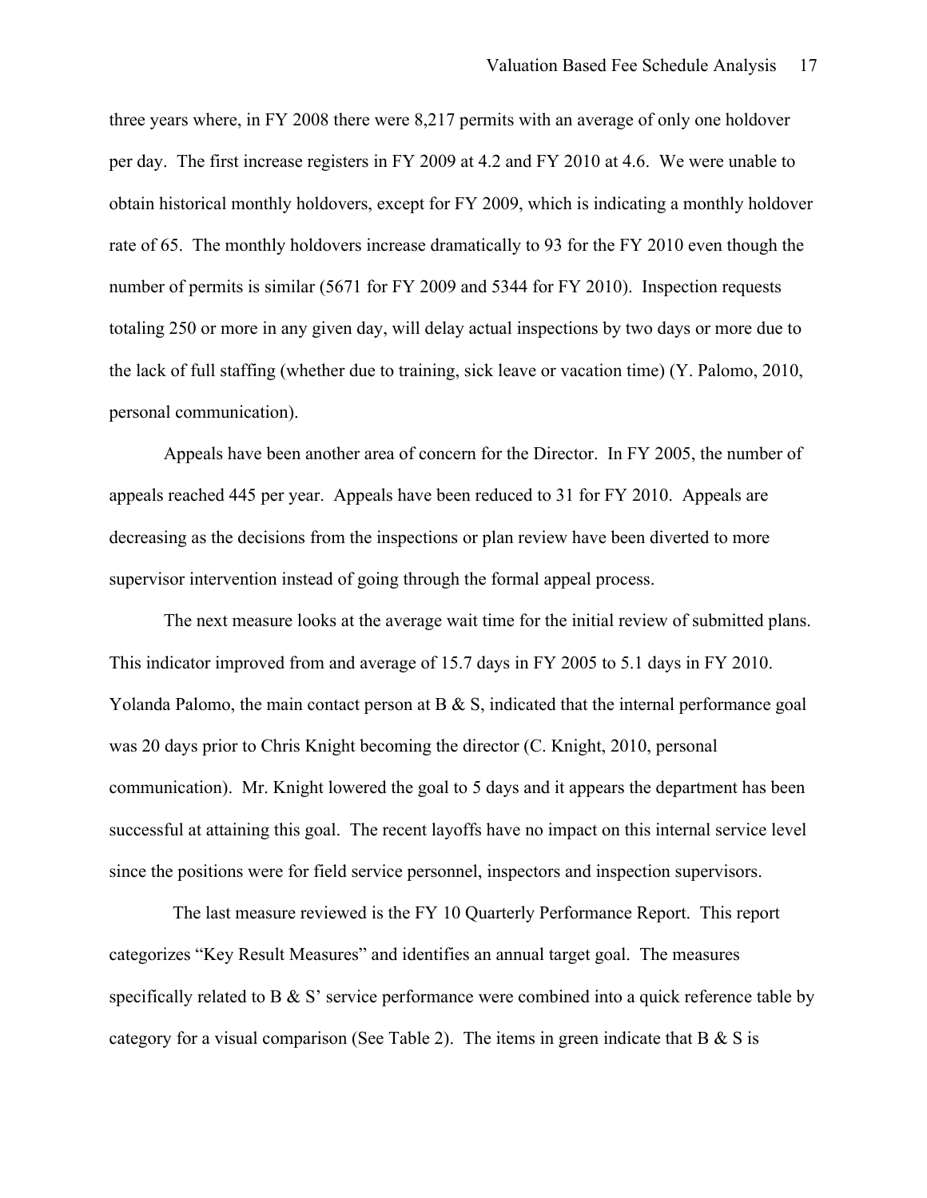three years where, in FY 2008 there were 8,217 permits with an average of only one holdover per day. The first increase registers in FY 2009 at 4.2 and FY 2010 at 4.6. We were unable to obtain historical monthly holdovers, except for FY 2009, which is indicating a monthly holdover rate of 65. The monthly holdovers increase dramatically to 93 for the FY 2010 even though the number of permits is similar (5671 for FY 2009 and 5344 for FY 2010). Inspection requests totaling 250 or more in any given day, will delay actual inspections by two days or more due to the lack of full staffing (whether due to training, sick leave or vacation time) (Y. Palomo, 2010, personal communication).

Appeals have been another area of concern for the Director. In FY 2005, the number of appeals reached 445 per year. Appeals have been reduced to 31 for FY 2010. Appeals are decreasing as the decisions from the inspections or plan review have been diverted to more supervisor intervention instead of going through the formal appeal process.

The next measure looks at the average wait time for the initial review of submitted plans. This indicator improved from and average of 15.7 days in FY 2005 to 5.1 days in FY 2010. Yolanda Palomo, the main contact person at B & S, indicated that the internal performance goal was 20 days prior to Chris Knight becoming the director (C. Knight, 2010, personal communication). Mr. Knight lowered the goal to 5 days and it appears the department has been successful at attaining this goal. The recent layoffs have no impact on this internal service level since the positions were for field service personnel, inspectors and inspection supervisors.

The last measure reviewed is the FY 10 Quarterly Performance Report. This report categorizes "Key Result Measures" and identifies an annual target goal. The measures specifically related to B & S' service performance were combined into a quick reference table by category for a visual comparison (See Table 2). The items in green indicate that B & S is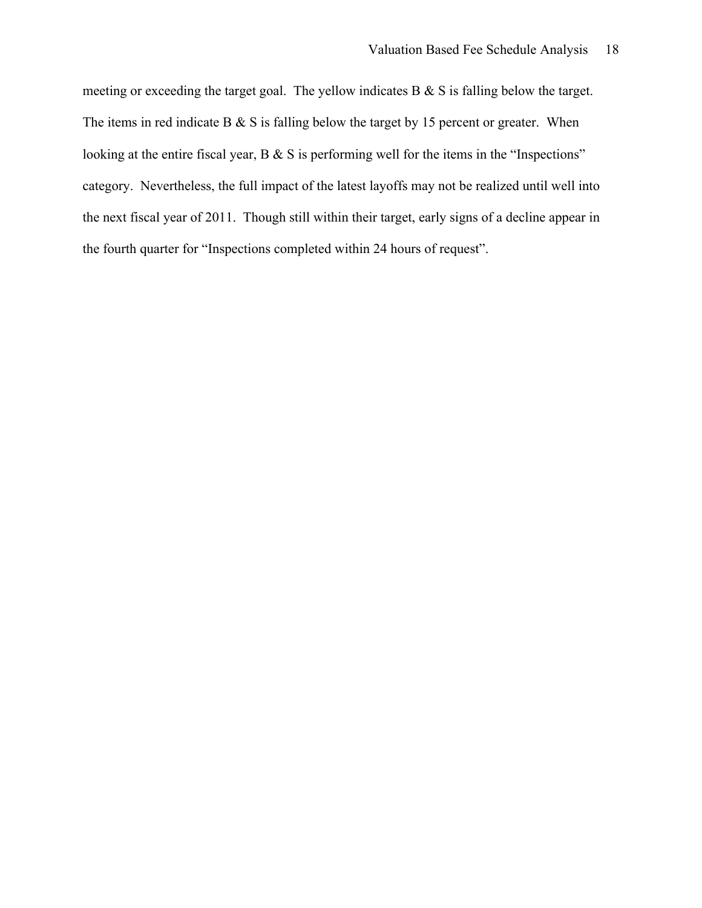meeting or exceeding the target goal. The yellow indicates B & S is falling below the target. The items in red indicate B & S is falling below the target by 15 percent or greater. When looking at the entire fiscal year, B & S is performing well for the items in the "Inspections" category. Nevertheless, the full impact of the latest layoffs may not be realized until well into the next fiscal year of 2011. Though still within their target, early signs of a decline appear in the fourth quarter for "Inspections completed within 24 hours of request".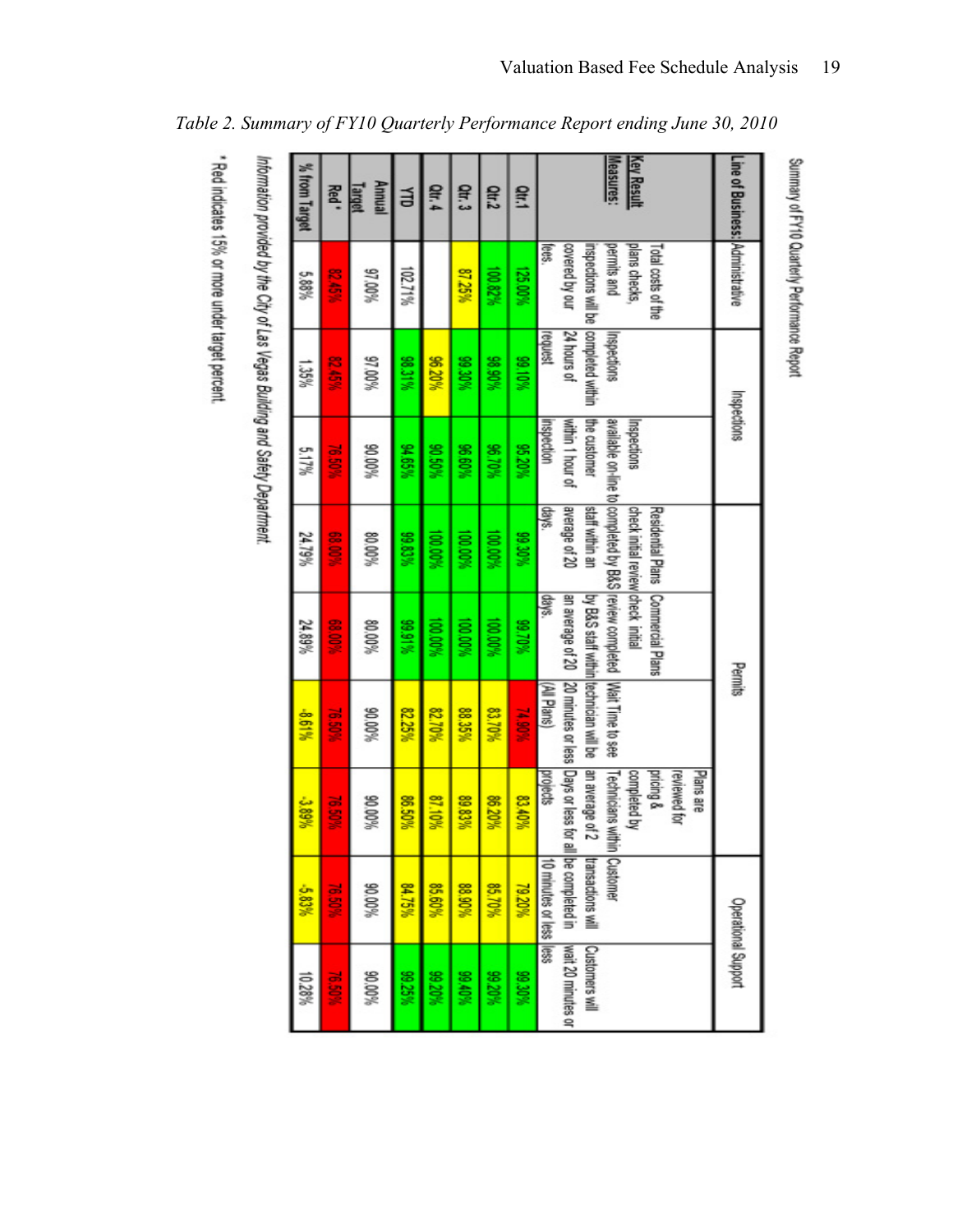*Table 2. Summary of FY10 Quarterly Performance Report ending June 30, 2010*

Summary of FY10 Quarterly Performance Report

| Line of Business: | Administrative | Inspections | | Permits | | | | Operational Support | |
|---|---|---|---|---|---|---|---|---|---|
| **Key Result Measures:** | Total costs of the plans checks, permits and inspections will be covered by our fees. | Inspections completed within 24 hours of request | Inspections available on-line to the customer within 1 hour of inspection | Residential Plans check initial review completed by B&S staff within an average of 20 days. | Commercial Plans check initial review completed by B&S staff within an average of 20 days. | Wait Time to see technician will be 20 minutes or less (All Plans) | Plans are reviewed for pricing & completed by Technicians within an average of 2 Days or less for all projects | Customer transactions will be completed in 10 minutes or less | Customers will wait 20 minutes or less |
| **Qtr.1** | 125.00% | 99.10% | 95.20% | 99.30% | 99.70% | 74.90% | 83.40% | 79.20% | 99.30% |
| **Qtr.2** | 100.82% | 98.90% | 96.70% | 100.00% | 100.00% | 83.70% | 86.20% | 85.70% | 99.20% |
| **Qtr. 3** | 87.25% | 99.30% | 96.60% | 100.00% | 100.00% | 88.35% | 89.83% | 88.90% | 99.40% |
| **Qtr. 4** | | 96.20% | 90.50% | 100.00% | 100.00% | 82.70% | 87.10% | 85.60% | 99.20% |
| **YTD** | 102.71% | 98.31% | 94.65% | 99.83% | 99.91% | 82.25% | 86.50% | 84.75% | 99.25% |
| **Annual Target** | 97.00% | 97.00% | 90.00% | 80.00% | 80.00% | 90.00% | 90.00% | 90.00% | 90.00% |
| **Red \*** | 82.45% | 82.45% | 76.50% | 68.00% | 68.00% | 76.50% | 76.50% | 76.50% | 76.50% |
| **% from Target** | 5.88% | 1.35% | 5.17% | 24.79% | 24.89% | -8.61% | -3.89% | -5.83% | 10.28% |

*Information provided by the City of Las Vegas Building and Safety Department.*

\* Red indicates 15% or more under target percent.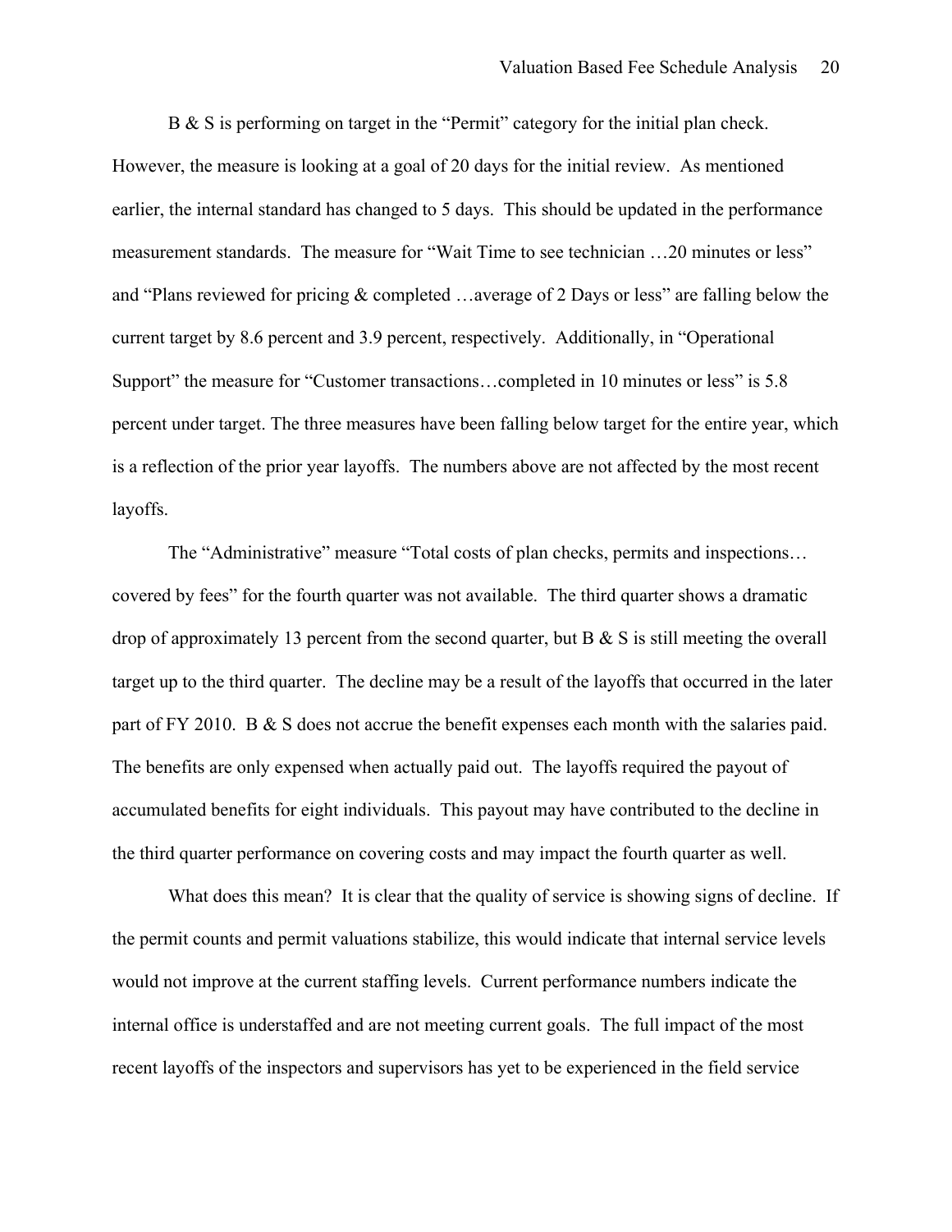B & S is performing on target in the "Permit" category for the initial plan check. However, the measure is looking at a goal of 20 days for the initial review. As mentioned earlier, the internal standard has changed to 5 days. This should be updated in the performance measurement standards. The measure for "Wait Time to see technician …20 minutes or less" and "Plans reviewed for pricing & completed …average of 2 Days or less" are falling below the current target by 8.6 percent and 3.9 percent, respectively. Additionally, in "Operational Support" the measure for "Customer transactions…completed in 10 minutes or less" is 5.8 percent under target. The three measures have been falling below target for the entire year, which is a reflection of the prior year layoffs. The numbers above are not affected by the most recent layoffs.

The "Administrative" measure "Total costs of plan checks, permits and inspections… covered by fees" for the fourth quarter was not available. The third quarter shows a dramatic drop of approximately 13 percent from the second quarter, but B & S is still meeting the overall target up to the third quarter. The decline may be a result of the layoffs that occurred in the later part of FY 2010. B & S does not accrue the benefit expenses each month with the salaries paid. The benefits are only expensed when actually paid out. The layoffs required the payout of accumulated benefits for eight individuals. This payout may have contributed to the decline in the third quarter performance on covering costs and may impact the fourth quarter as well.

What does this mean? It is clear that the quality of service is showing signs of decline. If the permit counts and permit valuations stabilize, this would indicate that internal service levels would not improve at the current staffing levels. Current performance numbers indicate the internal office is understaffed and are not meeting current goals. The full impact of the most recent layoffs of the inspectors and supervisors has yet to be experienced in the field service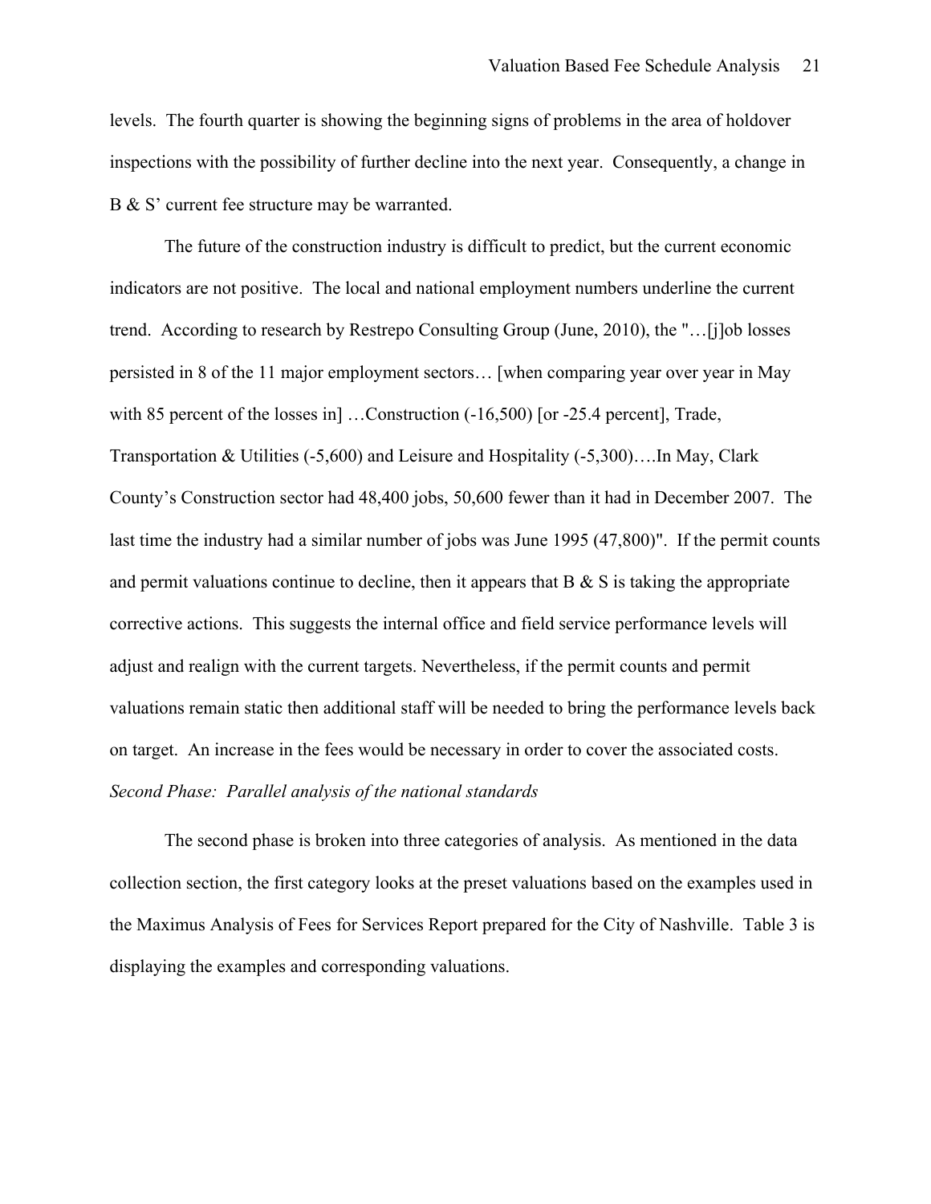levels. The fourth quarter is showing the beginning signs of problems in the area of holdover inspections with the possibility of further decline into the next year. Consequently, a change in B & S' current fee structure may be warranted.

The future of the construction industry is difficult to predict, but the current economic indicators are not positive. The local and national employment numbers underline the current trend. According to research by Restrepo Consulting Group (June, 2010), the "…[j]ob losses persisted in 8 of the 11 major employment sectors… [when comparing year over year in May with 85 percent of the losses in] …Construction (-16,500) [or -25.4 percent], Trade, Transportation & Utilities (-5,600) and Leisure and Hospitality (-5,300)….In May, Clark County's Construction sector had 48,400 jobs, 50,600 fewer than it had in December 2007. The last time the industry had a similar number of jobs was June 1995 (47,800)". If the permit counts and permit valuations continue to decline, then it appears that B & S is taking the appropriate corrective actions. This suggests the internal office and field service performance levels will adjust and realign with the current targets. Nevertheless, if the permit counts and permit valuations remain static then additional staff will be needed to bring the performance levels back on target. An increase in the fees would be necessary in order to cover the associated costs.

*Second Phase: Parallel analysis of the national standards*

The second phase is broken into three categories of analysis. As mentioned in the data collection section, the first category looks at the preset valuations based on the examples used in the Maximus Analysis of Fees for Services Report prepared for the City of Nashville. Table 3 is displaying the examples and corresponding valuations.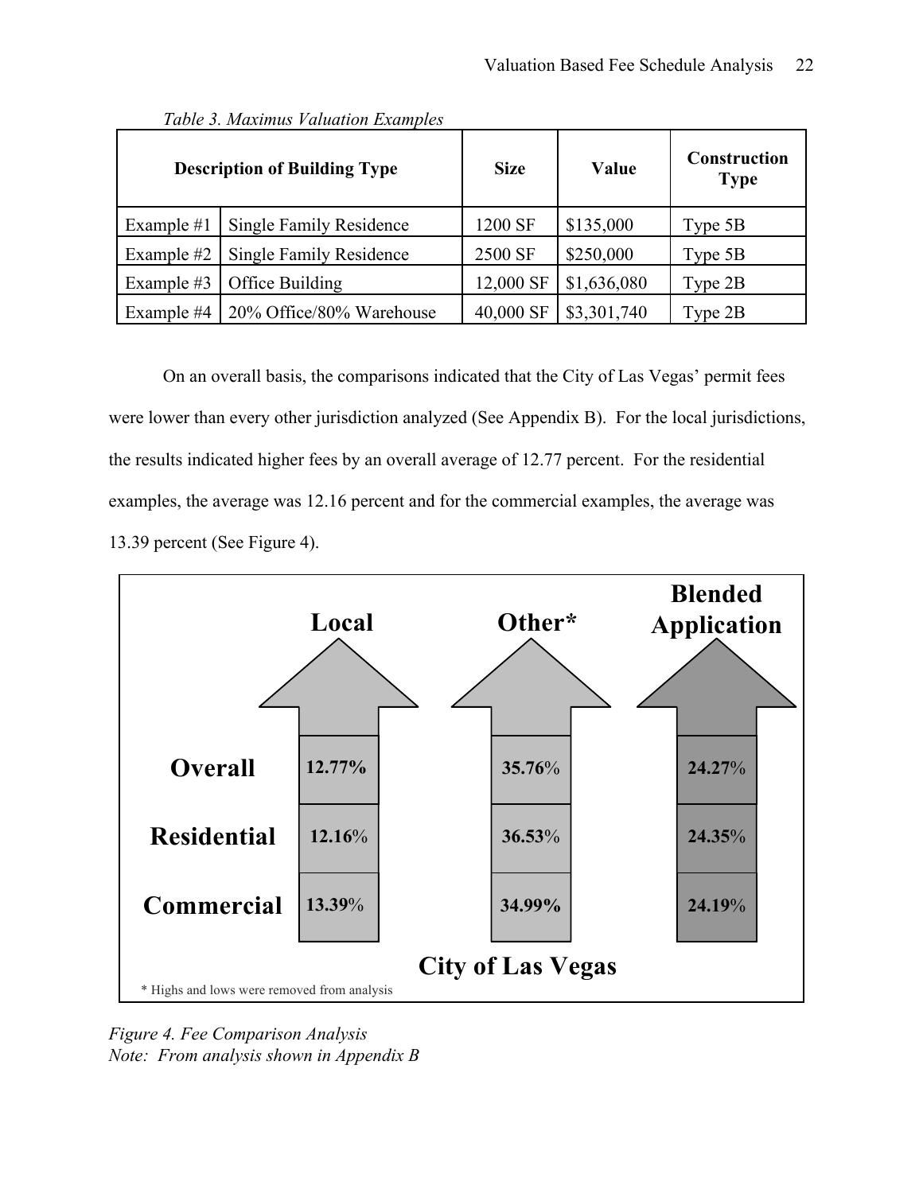*Table 3. Maximus Valuation Examples*

| Description of Building Type | | Size | Value | Construction Type |
|---|---|---|---|---|
| Example #1 | Single Family Residence | 1200 SF | $135,000 | Type 5B |
| Example #2 | Single Family Residence | 2500 SF | $250,000 | Type 5B |
| Example #3 | Office Building | 12,000 SF | $1,636,080 | Type 2B |
| Example #4 | 20% Office/80% Warehouse | 40,000 SF | $3,301,740 | Type 2B |

On an overall basis, the comparisons indicated that the City of Las Vegas' permit fees were lower than every other jurisdiction analyzed (See Appendix B). For the local jurisdictions, the results indicated higher fees by an overall average of 12.77 percent. For the residential examples, the average was 12.16 percent and for the commercial examples, the average was 13.39 percent (See Figure 4).

| City of Las Vegas | Local | Other* | Blended Application |
|---|---|---|---|
| Overall | 12.77% | 35.76% | 24.27% |
| Residential | 12.16% | 36.53% | 24.35% |
| Commercial | 13.39% | 34.99% | 24.19% |

\* Highs and lows were removed from analysis

*Figure 4. Fee Comparison Analysis*
*Note: From analysis shown in Appendix B*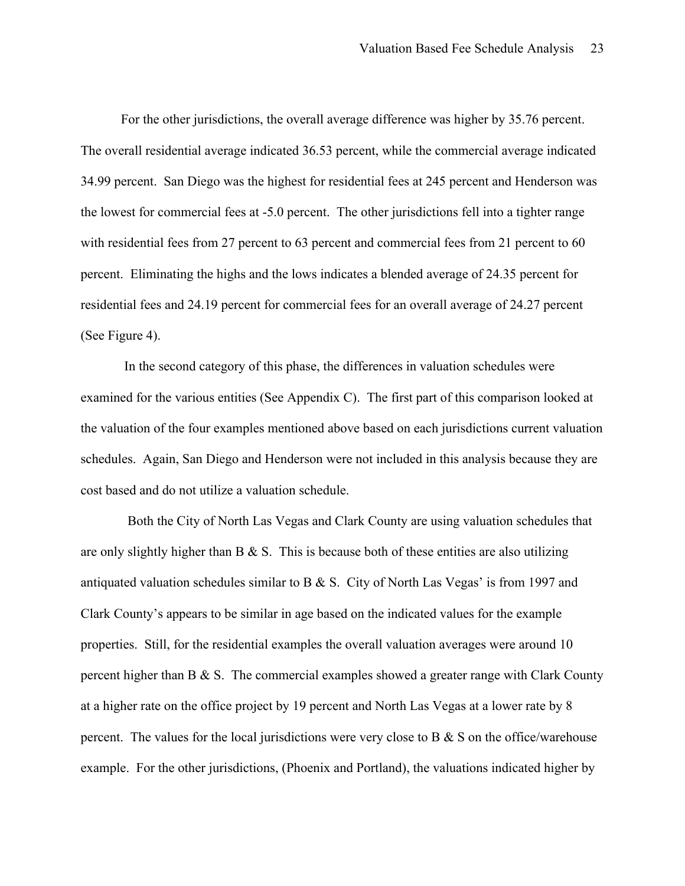For the other jurisdictions, the overall average difference was higher by 35.76 percent. The overall residential average indicated 36.53 percent, while the commercial average indicated 34.99 percent. San Diego was the highest for residential fees at 245 percent and Henderson was the lowest for commercial fees at -5.0 percent. The other jurisdictions fell into a tighter range with residential fees from 27 percent to 63 percent and commercial fees from 21 percent to 60 percent. Eliminating the highs and the lows indicates a blended average of 24.35 percent for residential fees and 24.19 percent for commercial fees for an overall average of 24.27 percent (See Figure 4).

In the second category of this phase, the differences in valuation schedules were examined for the various entities (See Appendix C). The first part of this comparison looked at the valuation of the four examples mentioned above based on each jurisdictions current valuation schedules. Again, San Diego and Henderson were not included in this analysis because they are cost based and do not utilize a valuation schedule.

Both the City of North Las Vegas and Clark County are using valuation schedules that are only slightly higher than B & S. This is because both of these entities are also utilizing antiquated valuation schedules similar to B & S. City of North Las Vegas' is from 1997 and Clark County's appears to be similar in age based on the indicated values for the example properties. Still, for the residential examples the overall valuation averages were around 10 percent higher than B & S. The commercial examples showed a greater range with Clark County at a higher rate on the office project by 19 percent and North Las Vegas at a lower rate by 8 percent. The values for the local jurisdictions were very close to B & S on the office/warehouse example. For the other jurisdictions, (Phoenix and Portland), the valuations indicated higher by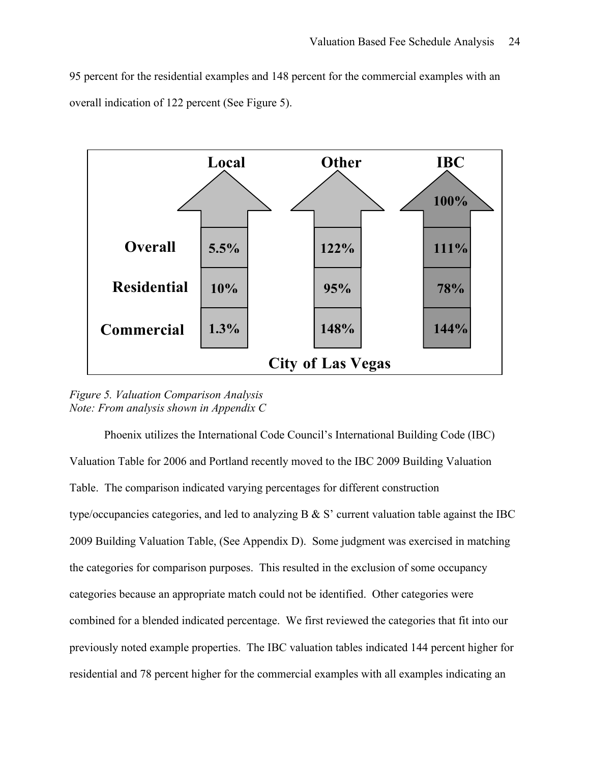95 percent for the residential examples and 148 percent for the commercial examples with an overall indication of 122 percent (See Figure 5).

| | Local | Other | IBC |
|---|---|---|---|
| | | | 100% |
| Overall | 5.5% | 122% | 111% |
| Residential | 10% | 95% | 78% |
| Commercial | 1.3% | 148% | 144% |

City of Las Vegas

*Figure 5. Valuation Comparison Analysis*
*Note: From analysis shown in Appendix C*

Phoenix utilizes the International Code Council's International Building Code (IBC) Valuation Table for 2006 and Portland recently moved to the IBC 2009 Building Valuation Table. The comparison indicated varying percentages for different construction type/occupancies categories, and led to analyzing B & S' current valuation table against the IBC 2009 Building Valuation Table, (See Appendix D). Some judgment was exercised in matching the categories for comparison purposes. This resulted in the exclusion of some occupancy categories because an appropriate match could not be identified. Other categories were combined for a blended indicated percentage. We first reviewed the categories that fit into our previously noted example properties. The IBC valuation tables indicated 144 percent higher for residential and 78 percent higher for the commercial examples with all examples indicating an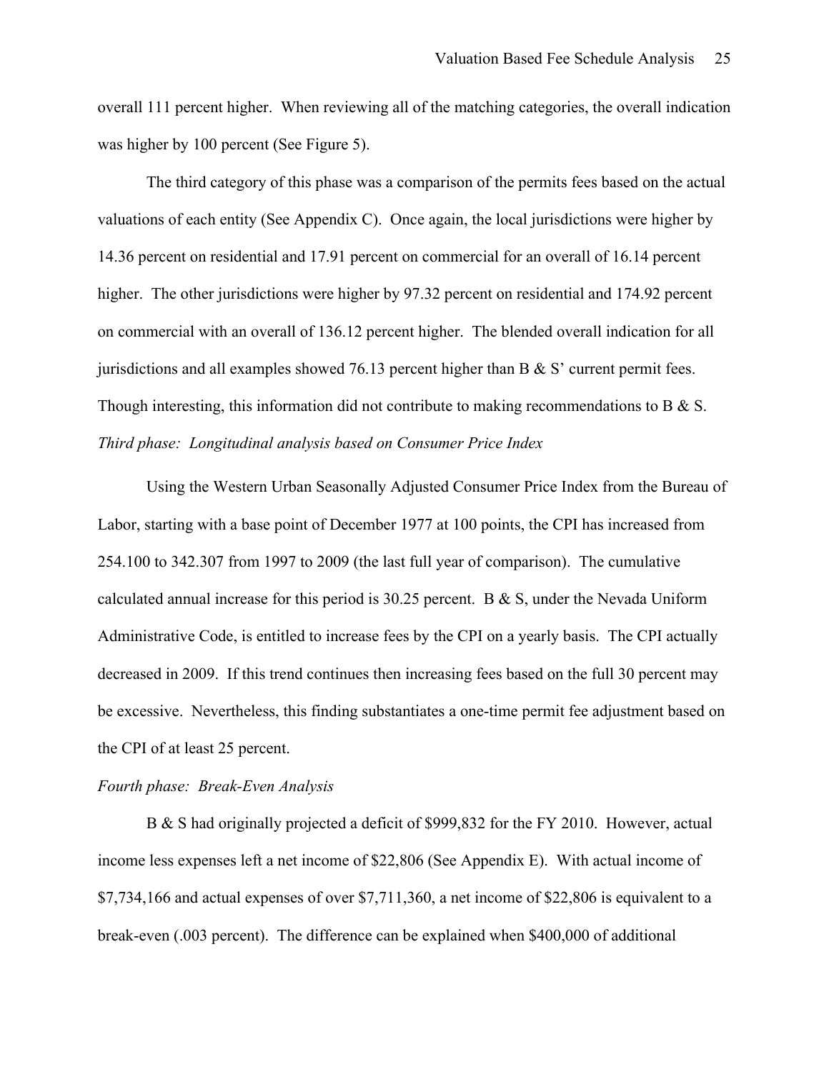overall 111 percent higher. When reviewing all of the matching categories, the overall indication was higher by 100 percent (See Figure 5).

The third category of this phase was a comparison of the permits fees based on the actual valuations of each entity (See Appendix C). Once again, the local jurisdictions were higher by 14.36 percent on residential and 17.91 percent on commercial for an overall of 16.14 percent higher. The other jurisdictions were higher by 97.32 percent on residential and 174.92 percent on commercial with an overall of 136.12 percent higher. The blended overall indication for all jurisdictions and all examples showed 76.13 percent higher than B & S' current permit fees. Though interesting, this information did not contribute to making recommendations to B & S.

*Third phase: Longitudinal analysis based on Consumer Price Index*

Using the Western Urban Seasonally Adjusted Consumer Price Index from the Bureau of Labor, starting with a base point of December 1977 at 100 points, the CPI has increased from 254.100 to 342.307 from 1997 to 2009 (the last full year of comparison). The cumulative calculated annual increase for this period is 30.25 percent. B & S, under the Nevada Uniform Administrative Code, is entitled to increase fees by the CPI on a yearly basis. The CPI actually decreased in 2009. If this trend continues then increasing fees based on the full 30 percent may be excessive. Nevertheless, this finding substantiates a one-time permit fee adjustment based on the CPI of at least 25 percent.

*Fourth phase: Break-Even Analysis*

B & S had originally projected a deficit of $999,832 for the FY 2010. However, actual income less expenses left a net income of $22,806 (See Appendix E). With actual income of $7,734,166 and actual expenses of over $7,711,360, a net income of $22,806 is equivalent to a break-even (.003 percent). The difference can be explained when $400,000 of additional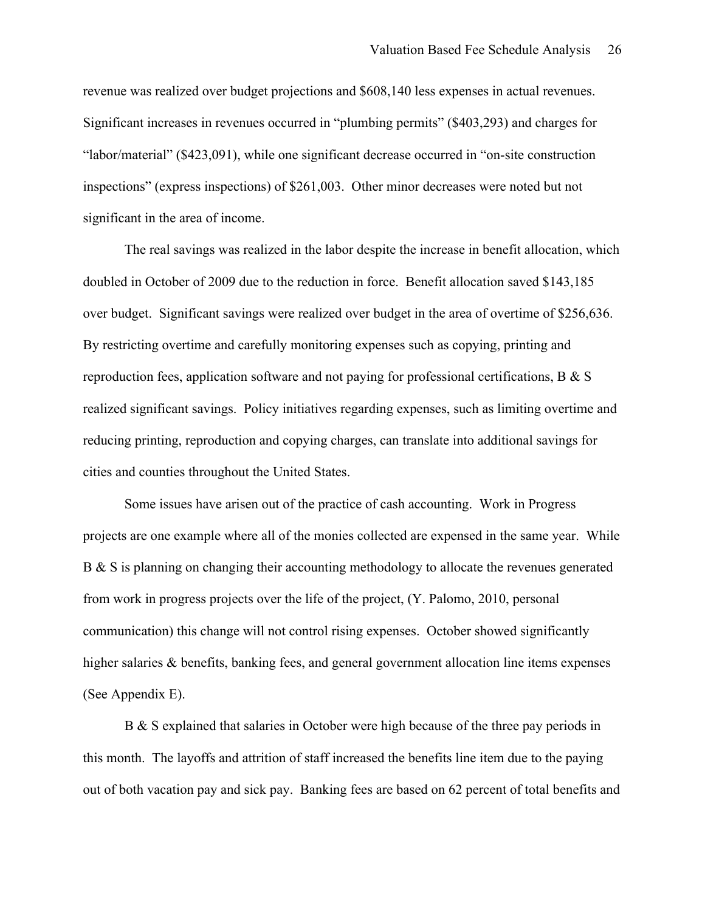revenue was realized over budget projections and $608,140 less expenses in actual revenues. Significant increases in revenues occurred in "plumbing permits" ($403,293) and charges for "labor/material" ($423,091), while one significant decrease occurred in "on-site construction inspections" (express inspections) of $261,003. Other minor decreases were noted but not significant in the area of income.

The real savings was realized in the labor despite the increase in benefit allocation, which doubled in October of 2009 due to the reduction in force. Benefit allocation saved $143,185 over budget. Significant savings were realized over budget in the area of overtime of $256,636. By restricting overtime and carefully monitoring expenses such as copying, printing and reproduction fees, application software and not paying for professional certifications, B & S realized significant savings. Policy initiatives regarding expenses, such as limiting overtime and reducing printing, reproduction and copying charges, can translate into additional savings for cities and counties throughout the United States.

Some issues have arisen out of the practice of cash accounting. Work in Progress projects are one example where all of the monies collected are expensed in the same year. While B & S is planning on changing their accounting methodology to allocate the revenues generated from work in progress projects over the life of the project, (Y. Palomo, 2010, personal communication) this change will not control rising expenses. October showed significantly higher salaries & benefits, banking fees, and general government allocation line items expenses (See Appendix E).

B & S explained that salaries in October were high because of the three pay periods in this month. The layoffs and attrition of staff increased the benefits line item due to the paying out of both vacation pay and sick pay. Banking fees are based on 62 percent of total benefits and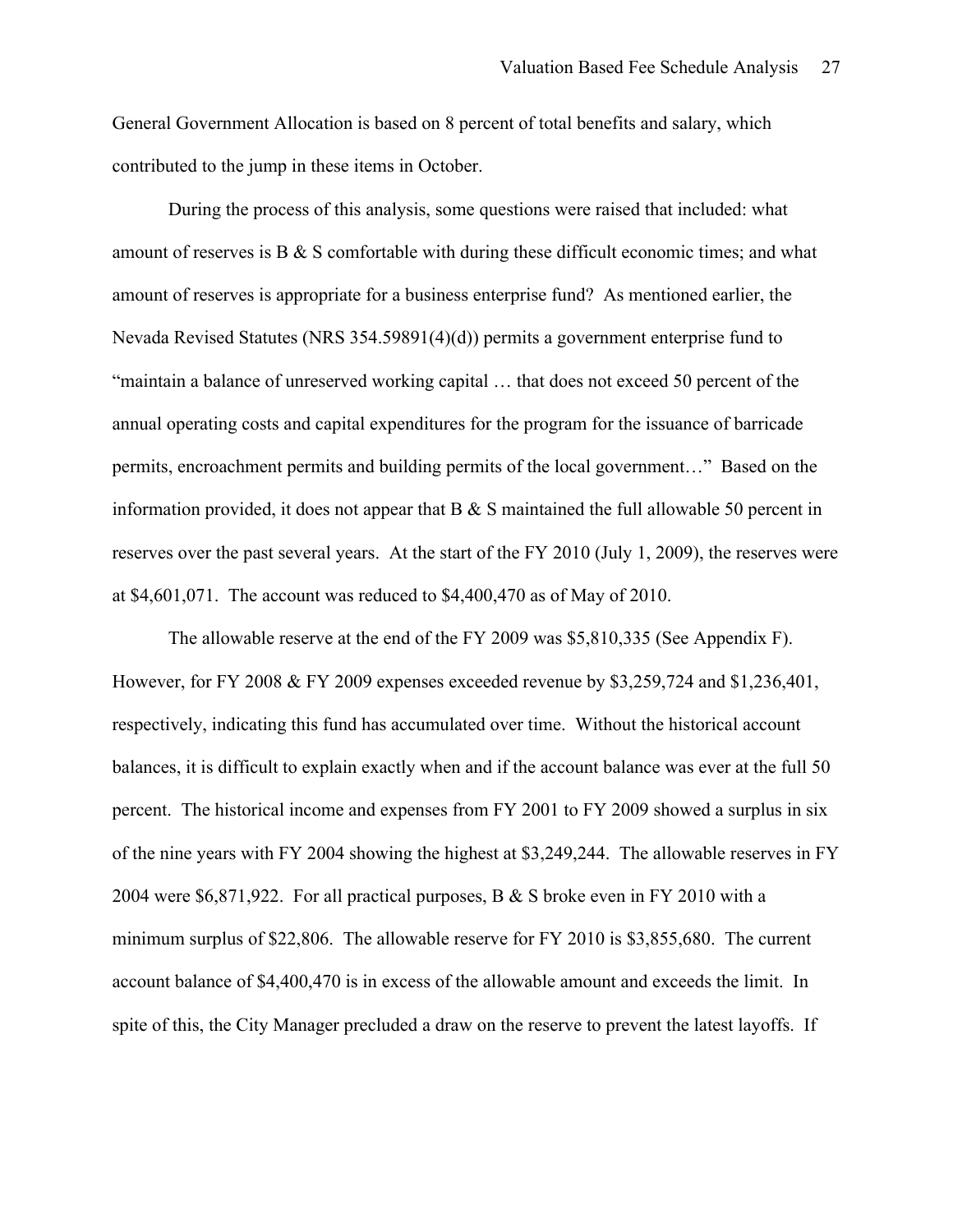General Government Allocation is based on 8 percent of total benefits and salary, which contributed to the jump in these items in October.

During the process of this analysis, some questions were raised that included: what amount of reserves is B & S comfortable with during these difficult economic times; and what amount of reserves is appropriate for a business enterprise fund? As mentioned earlier, the Nevada Revised Statutes (NRS 354.59891(4)(d)) permits a government enterprise fund to "maintain a balance of unreserved working capital … that does not exceed 50 percent of the annual operating costs and capital expenditures for the program for the issuance of barricade permits, encroachment permits and building permits of the local government…" Based on the information provided, it does not appear that B & S maintained the full allowable 50 percent in reserves over the past several years. At the start of the FY 2010 (July 1, 2009), the reserves were at $4,601,071. The account was reduced to $4,400,470 as of May of 2010.

The allowable reserve at the end of the FY 2009 was $5,810,335 (See Appendix F). However, for FY 2008 & FY 2009 expenses exceeded revenue by $3,259,724 and $1,236,401, respectively, indicating this fund has accumulated over time. Without the historical account balances, it is difficult to explain exactly when and if the account balance was ever at the full 50 percent. The historical income and expenses from FY 2001 to FY 2009 showed a surplus in six of the nine years with FY 2004 showing the highest at $3,249,244. The allowable reserves in FY 2004 were $6,871,922. For all practical purposes, B & S broke even in FY 2010 with a minimum surplus of $22,806. The allowable reserve for FY 2010 is $3,855,680. The current account balance of $4,400,470 is in excess of the allowable amount and exceeds the limit. In spite of this, the City Manager precluded a draw on the reserve to prevent the latest layoffs. If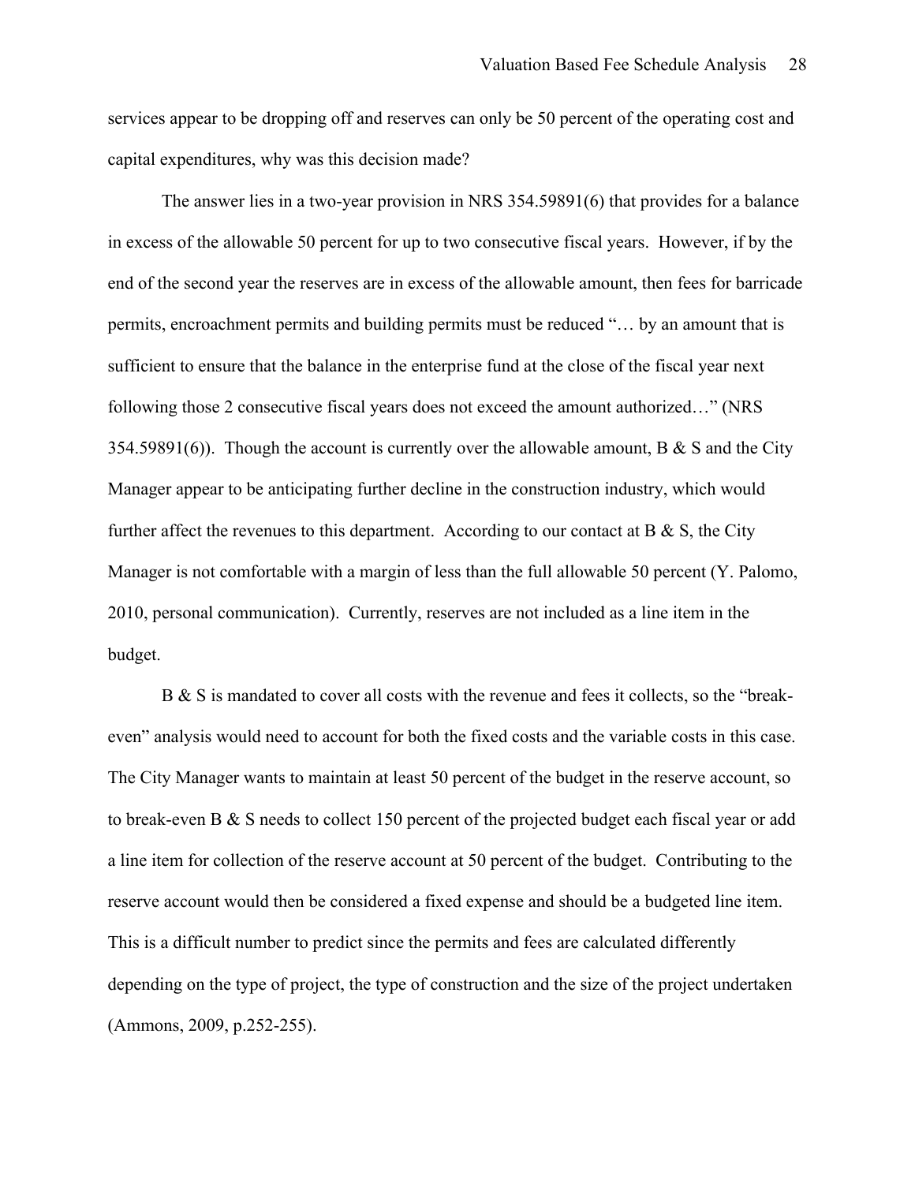services appear to be dropping off and reserves can only be 50 percent of the operating cost and capital expenditures, why was this decision made?

The answer lies in a two-year provision in NRS 354.59891(6) that provides for a balance in excess of the allowable 50 percent for up to two consecutive fiscal years. However, if by the end of the second year the reserves are in excess of the allowable amount, then fees for barricade permits, encroachment permits and building permits must be reduced "… by an amount that is sufficient to ensure that the balance in the enterprise fund at the close of the fiscal year next following those 2 consecutive fiscal years does not exceed the amount authorized…" (NRS 354.59891(6)). Though the account is currently over the allowable amount, B & S and the City Manager appear to be anticipating further decline in the construction industry, which would further affect the revenues to this department. According to our contact at B & S, the City Manager is not comfortable with a margin of less than the full allowable 50 percent (Y. Palomo, 2010, personal communication). Currently, reserves are not included as a line item in the budget.

B & S is mandated to cover all costs with the revenue and fees it collects, so the "break-even" analysis would need to account for both the fixed costs and the variable costs in this case. The City Manager wants to maintain at least 50 percent of the budget in the reserve account, so to break-even B & S needs to collect 150 percent of the projected budget each fiscal year or add a line item for collection of the reserve account at 50 percent of the budget. Contributing to the reserve account would then be considered a fixed expense and should be a budgeted line item. This is a difficult number to predict since the permits and fees are calculated differently depending on the type of project, the type of construction and the size of the project undertaken (Ammons, 2009, p.252-255).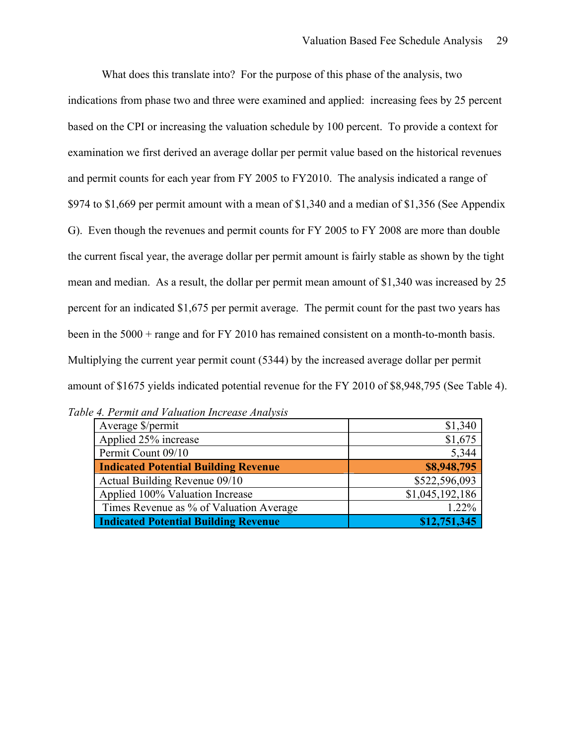What does this translate into? For the purpose of this phase of the analysis, two indications from phase two and three were examined and applied: increasing fees by 25 percent based on the CPI or increasing the valuation schedule by 100 percent. To provide a context for examination we first derived an average dollar per permit value based on the historical revenues and permit counts for each year from FY 2005 to FY2010. The analysis indicated a range of $974 to $1,669 per permit amount with a mean of $1,340 and a median of $1,356 (See Appendix G). Even though the revenues and permit counts for FY 2005 to FY 2008 are more than double the current fiscal year, the average dollar per permit amount is fairly stable as shown by the tight mean and median. As a result, the dollar per permit mean amount of $1,340 was increased by 25 percent for an indicated $1,675 per permit average. The permit count for the past two years has been in the 5000 + range and for FY 2010 has remained consistent on a month-to-month basis. Multiplying the current year permit count (5344) by the increased average dollar per permit amount of $1675 yields indicated potential revenue for the FY 2010 of $8,948,795 (See Table 4).

*Table 4. Permit and Valuation Increase Analysis*

| | |
|---|---:|
| Average $/permit | $1,340 |
| Applied 25% increase | $1,675 |
| Permit Count 09/10 | 5,344 |
| **Indicated Potential Building Revenue** | **$8,948,795** |
| Actual Building Revenue 09/10 | $522,596,093 |
| Applied 100% Valuation Increase | $1,045,192,186 |
| Times Revenue as % of Valuation Average | 1.22% |
| **Indicated Potential Building Revenue** | **$12,751,345** |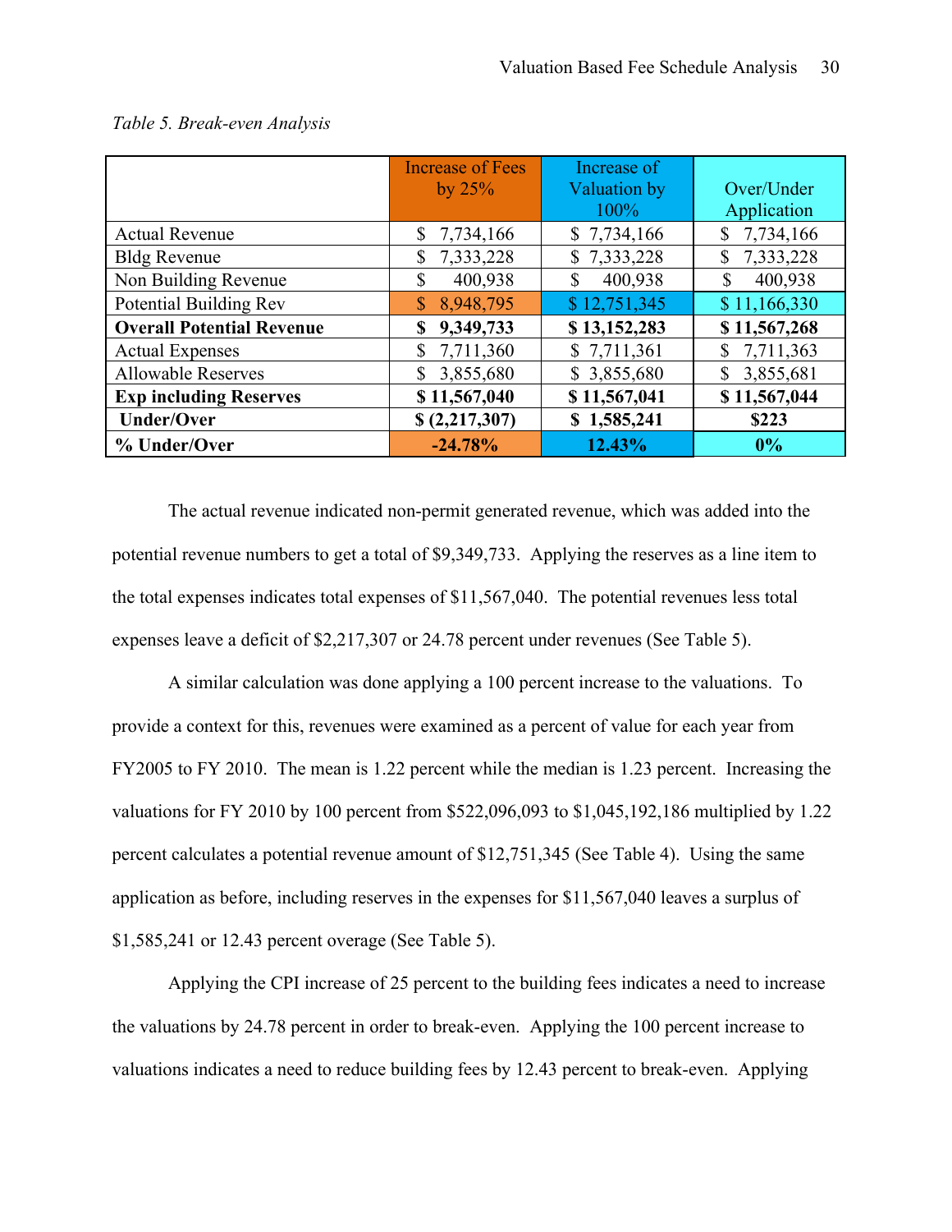*Table 5. Break-even Analysis*

| | Increase of Fees by 25% | Increase of Valuation by 100% | Over/Under Application |
|---|---|---|---|
| Actual Revenue | $ 7,734,166 | $ 7,734,166 | $ 7,734,166 |
| Bldg Revenue | $ 7,333,228 | $ 7,333,228 | $ 7,333,228 |
| Non Building Revenue | $ 400,938 | $ 400,938 | $ 400,938 |
| Potential Building Rev | $ 8,948,795 | $ 12,751,345 | $ 11,166,330 |
| **Overall Potential Revenue** | **$ 9,349,733** | **$ 13,152,283** | **$ 11,567,268** |
| Actual Expenses | $ 7,711,360 | $ 7,711,361 | $ 7,711,363 |
| Allowable Reserves | $ 3,855,680 | $ 3,855,680 | $ 3,855,681 |
| **Exp including Reserves** | **$ 11,567,040** | **$ 11,567,041** | **$ 11,567,044** |
| **Under/Over** | **$ (2,217,307)** | **$ 1,585,241** | **$223** |
| **% Under/Over** | **-24.78%** | **12.43%** | **0%** |

The actual revenue indicated non-permit generated revenue, which was added into the potential revenue numbers to get a total of $9,349,733. Applying the reserves as a line item to the total expenses indicates total expenses of $11,567,040. The potential revenues less total expenses leave a deficit of $2,217,307 or 24.78 percent under revenues (See Table 5).

A similar calculation was done applying a 100 percent increase to the valuations. To provide a context for this, revenues were examined as a percent of value for each year from FY2005 to FY 2010. The mean is 1.22 percent while the median is 1.23 percent. Increasing the valuations for FY 2010 by 100 percent from $522,096,093 to $1,045,192,186 multiplied by 1.22 percent calculates a potential revenue amount of $12,751,345 (See Table 4). Using the same application as before, including reserves in the expenses for $11,567,040 leaves a surplus of $1,585,241 or 12.43 percent overage (See Table 5).

Applying the CPI increase of 25 percent to the building fees indicates a need to increase the valuations by 24.78 percent in order to break-even. Applying the 100 percent increase to valuations indicates a need to reduce building fees by 12.43 percent to break-even. Applying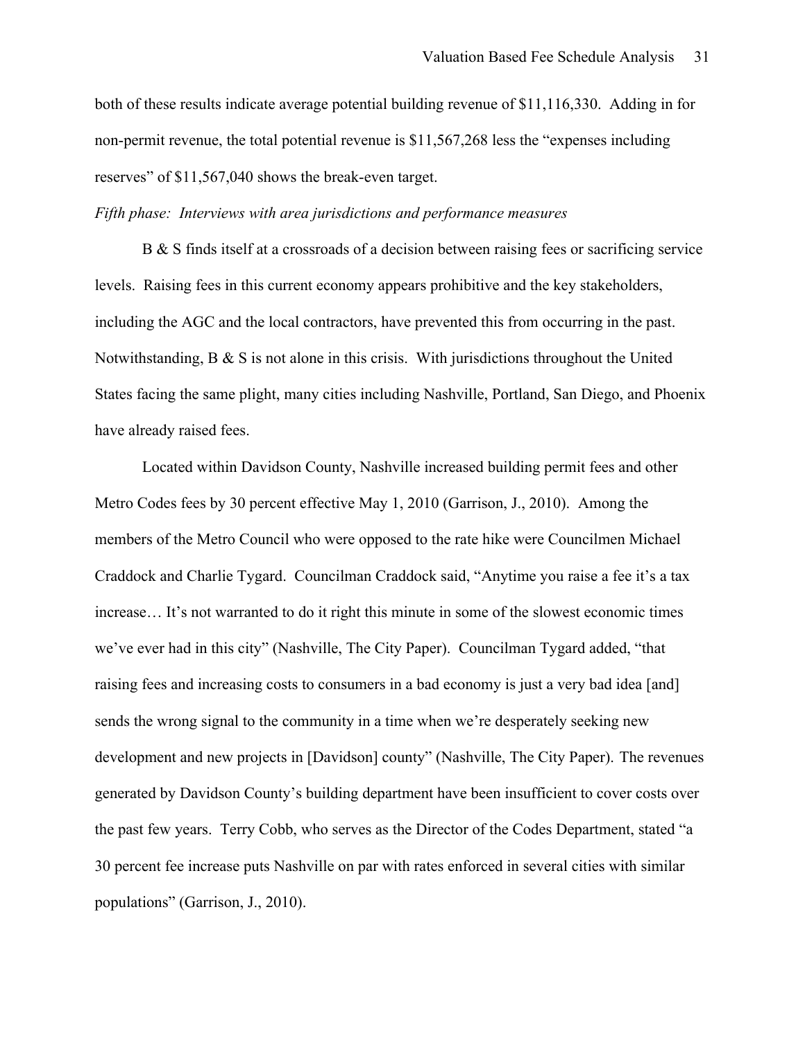both of these results indicate average potential building revenue of $11,116,330. Adding in for non-permit revenue, the total potential revenue is $11,567,268 less the "expenses including reserves" of $11,567,040 shows the break-even target.

*Fifth phase: Interviews with area jurisdictions and performance measures*

B & S finds itself at a crossroads of a decision between raising fees or sacrificing service levels. Raising fees in this current economy appears prohibitive and the key stakeholders, including the AGC and the local contractors, have prevented this from occurring in the past. Notwithstanding, B & S is not alone in this crisis. With jurisdictions throughout the United States facing the same plight, many cities including Nashville, Portland, San Diego, and Phoenix have already raised fees.

Located within Davidson County, Nashville increased building permit fees and other Metro Codes fees by 30 percent effective May 1, 2010 (Garrison, J., 2010). Among the members of the Metro Council who were opposed to the rate hike were Councilmen Michael Craddock and Charlie Tygard. Councilman Craddock said, "Anytime you raise a fee it's a tax increase… It's not warranted to do it right this minute in some of the slowest economic times we've ever had in this city" (Nashville, The City Paper). Councilman Tygard added, "that raising fees and increasing costs to consumers in a bad economy is just a very bad idea [and] sends the wrong signal to the community in a time when we're desperately seeking new development and new projects in [Davidson] county" (Nashville, The City Paper). The revenues generated by Davidson County's building department have been insufficient to cover costs over the past few years. Terry Cobb, who serves as the Director of the Codes Department, stated "a 30 percent fee increase puts Nashville on par with rates enforced in several cities with similar populations" (Garrison, J., 2010).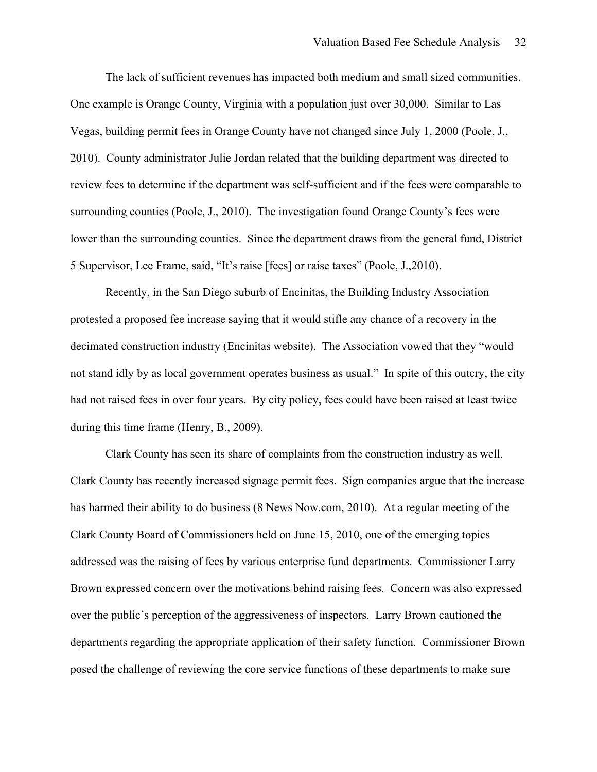The lack of sufficient revenues has impacted both medium and small sized communities. One example is Orange County, Virginia with a population just over 30,000. Similar to Las Vegas, building permit fees in Orange County have not changed since July 1, 2000 (Poole, J., 2010). County administrator Julie Jordan related that the building department was directed to review fees to determine if the department was self-sufficient and if the fees were comparable to surrounding counties (Poole, J., 2010). The investigation found Orange County's fees were lower than the surrounding counties. Since the department draws from the general fund, District 5 Supervisor, Lee Frame, said, "It's raise [fees] or raise taxes" (Poole, J.,2010).

Recently, in the San Diego suburb of Encinitas, the Building Industry Association protested a proposed fee increase saying that it would stifle any chance of a recovery in the decimated construction industry (Encinitas website). The Association vowed that they "would not stand idly by as local government operates business as usual." In spite of this outcry, the city had not raised fees in over four years. By city policy, fees could have been raised at least twice during this time frame (Henry, B., 2009).

Clark County has seen its share of complaints from the construction industry as well. Clark County has recently increased signage permit fees. Sign companies argue that the increase has harmed their ability to do business (8 News Now.com, 2010). At a regular meeting of the Clark County Board of Commissioners held on June 15, 2010, one of the emerging topics addressed was the raising of fees by various enterprise fund departments. Commissioner Larry Brown expressed concern over the motivations behind raising fees. Concern was also expressed over the public's perception of the aggressiveness of inspectors. Larry Brown cautioned the departments regarding the appropriate application of their safety function. Commissioner Brown posed the challenge of reviewing the core service functions of these departments to make sure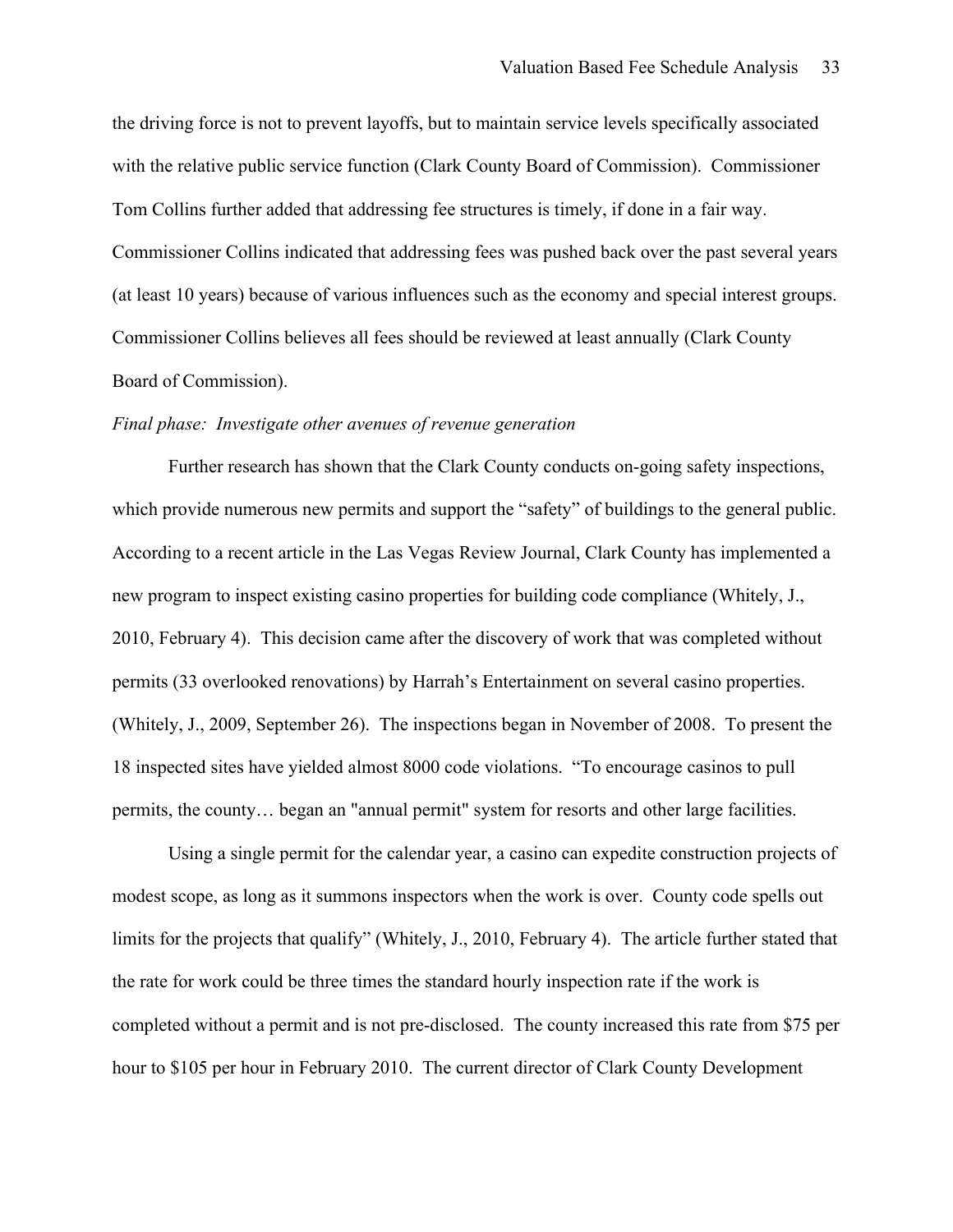the driving force is not to prevent layoffs, but to maintain service levels specifically associated with the relative public service function (Clark County Board of Commission). Commissioner Tom Collins further added that addressing fee structures is timely, if done in a fair way. Commissioner Collins indicated that addressing fees was pushed back over the past several years (at least 10 years) because of various influences such as the economy and special interest groups. Commissioner Collins believes all fees should be reviewed at least annually (Clark County Board of Commission).

*Final phase: Investigate other avenues of revenue generation*

Further research has shown that the Clark County conducts on-going safety inspections, which provide numerous new permits and support the "safety" of buildings to the general public. According to a recent article in the Las Vegas Review Journal, Clark County has implemented a new program to inspect existing casino properties for building code compliance (Whitely, J., 2010, February 4). This decision came after the discovery of work that was completed without permits (33 overlooked renovations) by Harrah's Entertainment on several casino properties. (Whitely, J., 2009, September 26). The inspections began in November of 2008. To present the 18 inspected sites have yielded almost 8000 code violations. "To encourage casinos to pull permits, the county… began an "annual permit" system for resorts and other large facilities.

Using a single permit for the calendar year, a casino can expedite construction projects of modest scope, as long as it summons inspectors when the work is over. County code spells out limits for the projects that qualify" (Whitely, J., 2010, February 4). The article further stated that the rate for work could be three times the standard hourly inspection rate if the work is completed without a permit and is not pre-disclosed. The county increased this rate from $75 per hour to $105 per hour in February 2010. The current director of Clark County Development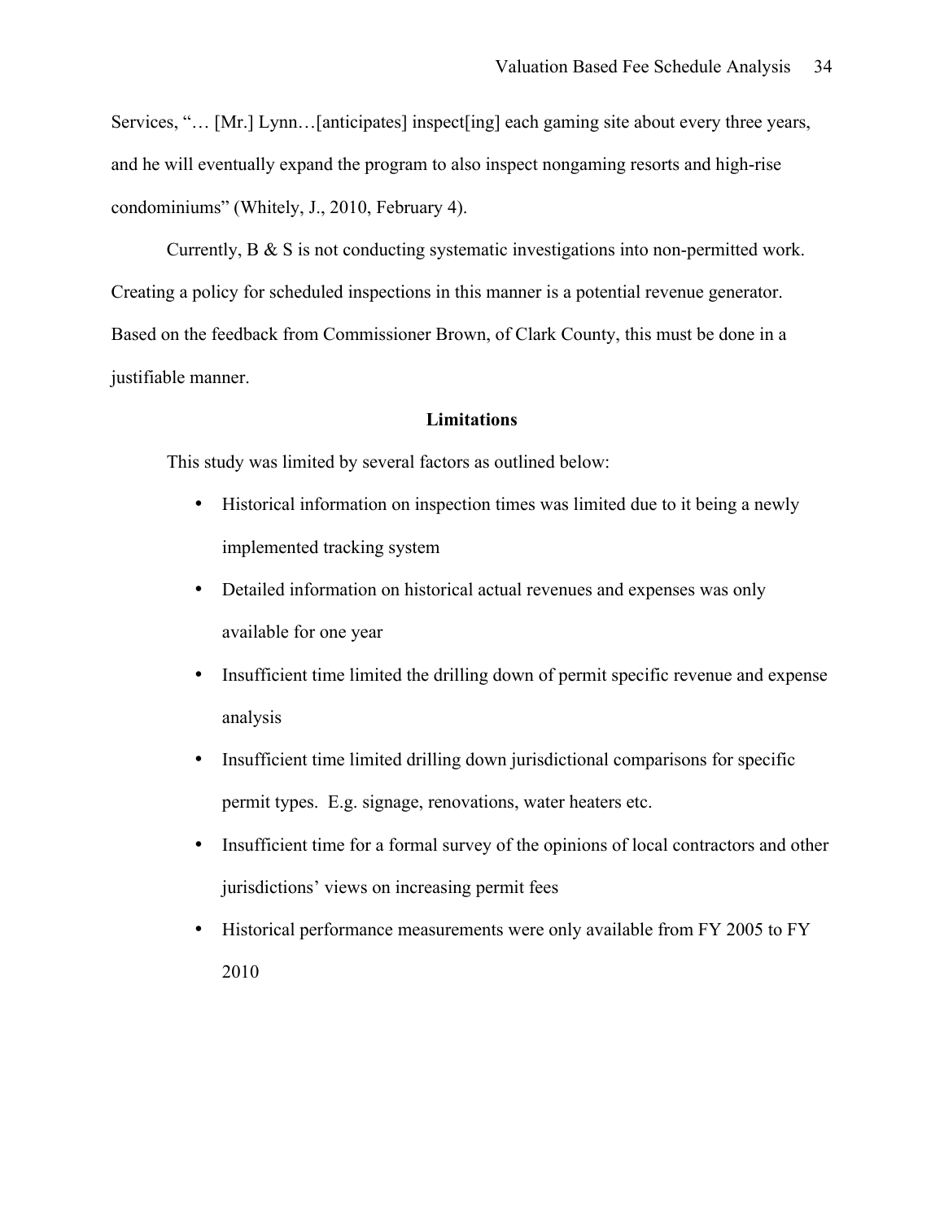Services, "… [Mr.] Lynn…[anticipates] inspect[ing] each gaming site about every three years, and he will eventually expand the program to also inspect nongaming resorts and high-rise condominiums" (Whitely, J., 2010, February 4).

Currently, B & S is not conducting systematic investigations into non-permitted work. Creating a policy for scheduled inspections in this manner is a potential revenue generator. Based on the feedback from Commissioner Brown, of Clark County, this must be done in a justifiable manner.

## Limitations

This study was limited by several factors as outlined below:

- Historical information on inspection times was limited due to it being a newly implemented tracking system
- Detailed information on historical actual revenues and expenses was only available for one year
- Insufficient time limited the drilling down of permit specific revenue and expense analysis
- Insufficient time limited drilling down jurisdictional comparisons for specific permit types. E.g. signage, renovations, water heaters etc.
- Insufficient time for a formal survey of the opinions of local contractors and other jurisdictions' views on increasing permit fees
- Historical performance measurements were only available from FY 2005 to FY 2010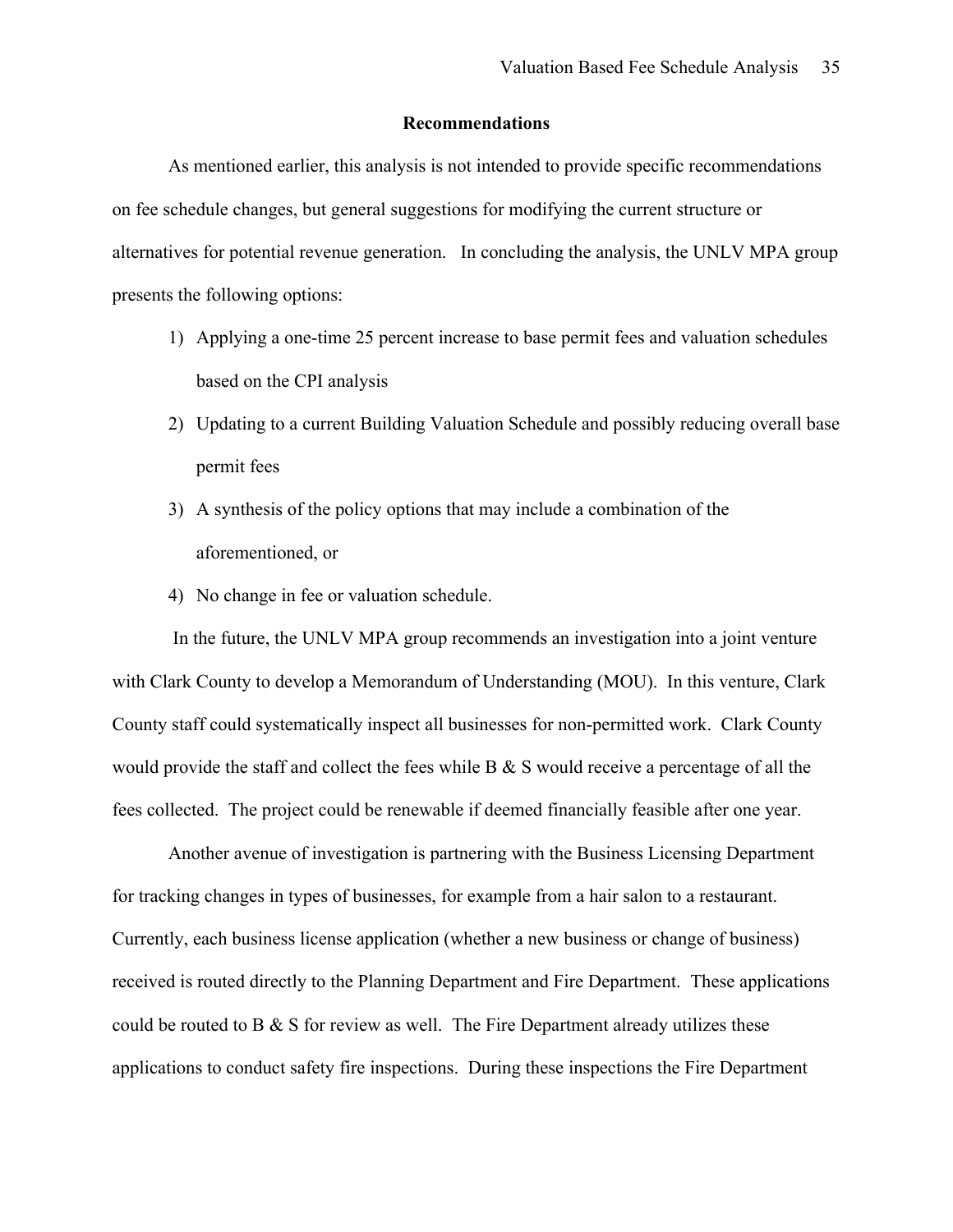## Recommendations

As mentioned earlier, this analysis is not intended to provide specific recommendations on fee schedule changes, but general suggestions for modifying the current structure or alternatives for potential revenue generation. In concluding the analysis, the UNLV MPA group presents the following options:

1) Applying a one-time 25 percent increase to base permit fees and valuation schedules based on the CPI analysis
2) Updating to a current Building Valuation Schedule and possibly reducing overall base permit fees
3) A synthesis of the policy options that may include a combination of the aforementioned, or
4) No change in fee or valuation schedule.

In the future, the UNLV MPA group recommends an investigation into a joint venture with Clark County to develop a Memorandum of Understanding (MOU). In this venture, Clark County staff could systematically inspect all businesses for non-permitted work. Clark County would provide the staff and collect the fees while B & S would receive a percentage of all the fees collected. The project could be renewable if deemed financially feasible after one year.

Another avenue of investigation is partnering with the Business Licensing Department for tracking changes in types of businesses, for example from a hair salon to a restaurant. Currently, each business license application (whether a new business or change of business) received is routed directly to the Planning Department and Fire Department. These applications could be routed to B & S for review as well. The Fire Department already utilizes these applications to conduct safety fire inspections. During these inspections the Fire Department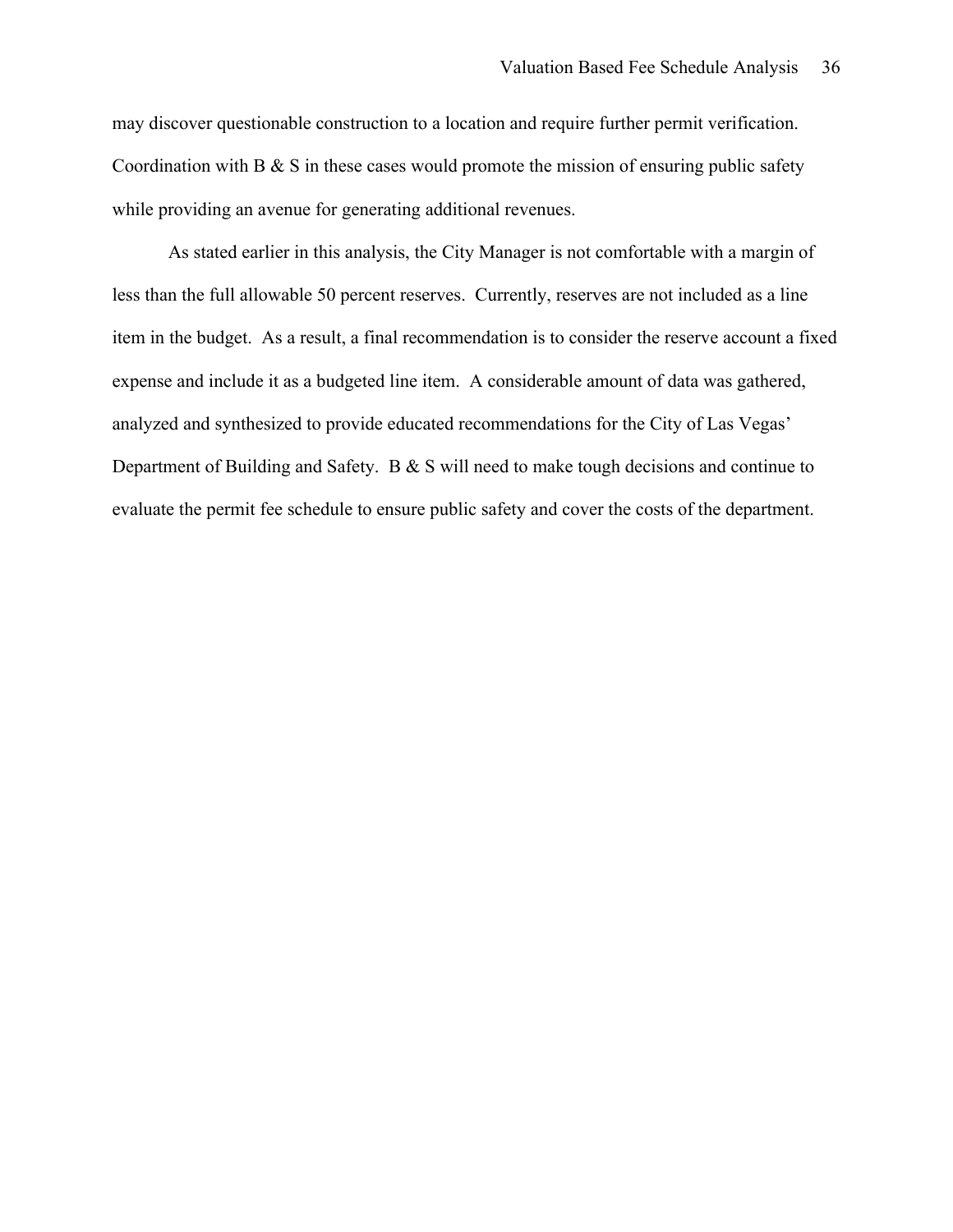may discover questionable construction to a location and require further permit verification. Coordination with B & S in these cases would promote the mission of ensuring public safety while providing an avenue for generating additional revenues.

As stated earlier in this analysis, the City Manager is not comfortable with a margin of less than the full allowable 50 percent reserves. Currently, reserves are not included as a line item in the budget. As a result, a final recommendation is to consider the reserve account a fixed expense and include it as a budgeted line item. A considerable amount of data was gathered, analyzed and synthesized to provide educated recommendations for the City of Las Vegas' Department of Building and Safety. B & S will need to make tough decisions and continue to evaluate the permit fee schedule to ensure public safety and cover the costs of the department.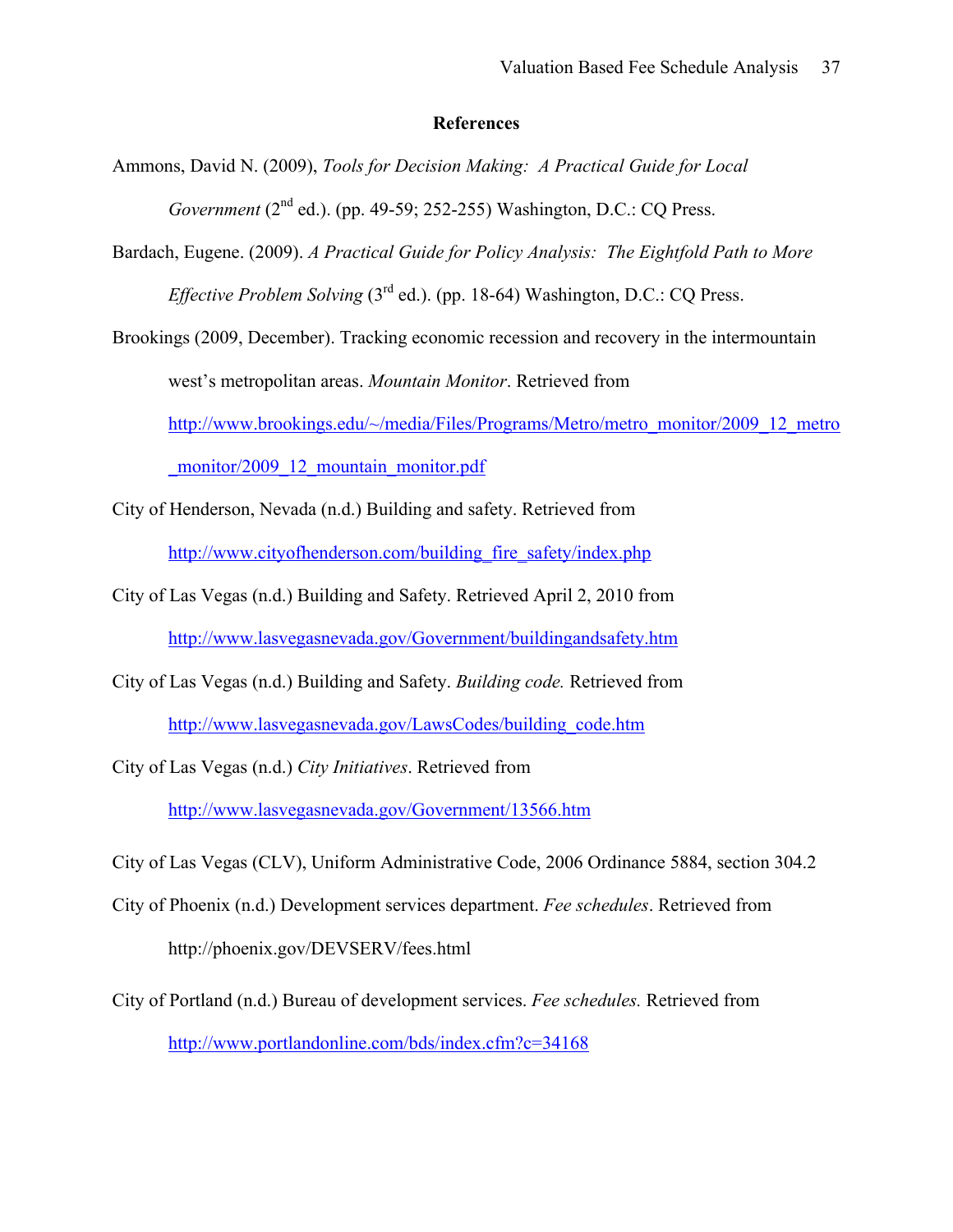## References

Ammons, David N. (2009), *Tools for Decision Making: A Practical Guide for Local Government* (2nd ed.). (pp. 49-59; 252-255) Washington, D.C.: CQ Press.

Bardach, Eugene. (2009). *A Practical Guide for Policy Analysis: The Eightfold Path to More Effective Problem Solving* (3rd ed.). (pp. 18-64) Washington, D.C.: CQ Press.

Brookings (2009, December). Tracking economic recession and recovery in the intermountain west's metropolitan areas. *Mountain Monitor*. Retrieved from http://www.brookings.edu/~/media/Files/Programs/Metro/metro_monitor/2009_12_metro_monitor/2009_12_mountain_monitor.pdf

City of Henderson, Nevada (n.d.) Building and safety. Retrieved from http://www.cityofhenderson.com/building_fire_safety/index.php

City of Las Vegas (n.d.) Building and Safety. Retrieved April 2, 2010 from http://www.lasvegasnevada.gov/Government/buildingandsafety.htm

City of Las Vegas (n.d.) Building and Safety. *Building code.* Retrieved from http://www.lasvegasnevada.gov/LawsCodes/building_code.htm

City of Las Vegas (n.d.) *City Initiatives*. Retrieved from http://www.lasvegasnevada.gov/Government/13566.htm

City of Las Vegas (CLV), Uniform Administrative Code, 2006 Ordinance 5884, section 304.2

City of Phoenix (n.d.) Development services department. *Fee schedules*. Retrieved from http://phoenix.gov/DEVSERV/fees.html

City of Portland (n.d.) Bureau of development services. *Fee schedules.* Retrieved from http://www.portlandonline.com/bds/index.cfm?c=34168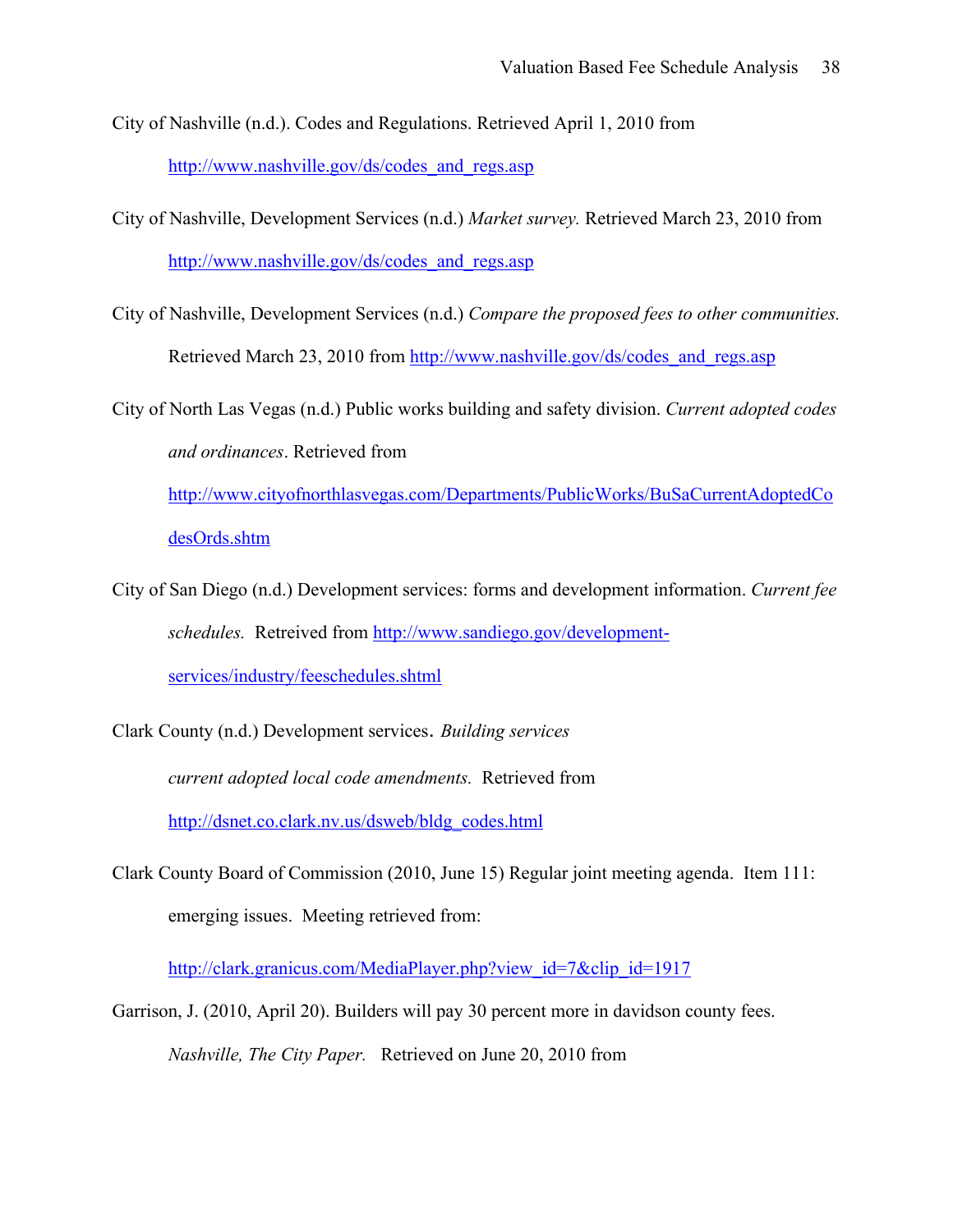City of Nashville (n.d.). Codes and Regulations. Retrieved April 1, 2010 from http://www.nashville.gov/ds/codes_and_regs.asp

City of Nashville, Development Services (n.d.) *Market survey.* Retrieved March 23, 2010 from http://www.nashville.gov/ds/codes_and_regs.asp

City of Nashville, Development Services (n.d.) *Compare the proposed fees to other communities.* Retrieved March 23, 2010 from http://www.nashville.gov/ds/codes_and_regs.asp

City of North Las Vegas (n.d.) Public works building and safety division. *Current adopted codes and ordinances*. Retrieved from http://www.cityofnorthlasvegas.com/Departments/PublicWorks/BuSaCurrentAdoptedCodesOrds.shtm

City of San Diego (n.d.) Development services: forms and development information. *Current fee schedules.* Retreived from http://www.sandiego.gov/development-services/industry/feeschedules.shtml

Clark County (n.d.) Development services. *Building services current adopted local code amendments.* Retrieved from http://dsnet.co.clark.nv.us/dsweb/bldg_codes.html

Clark County Board of Commission (2010, June 15) Regular joint meeting agenda. Item 111: emerging issues. Meeting retrieved from:

http://clark.granicus.com/MediaPlayer.php?view_id=7&clip_id=1917

Garrison, J. (2010, April 20). Builders will pay 30 percent more in davidson county fees. *Nashville, The City Paper.* Retrieved on June 20, 2010 from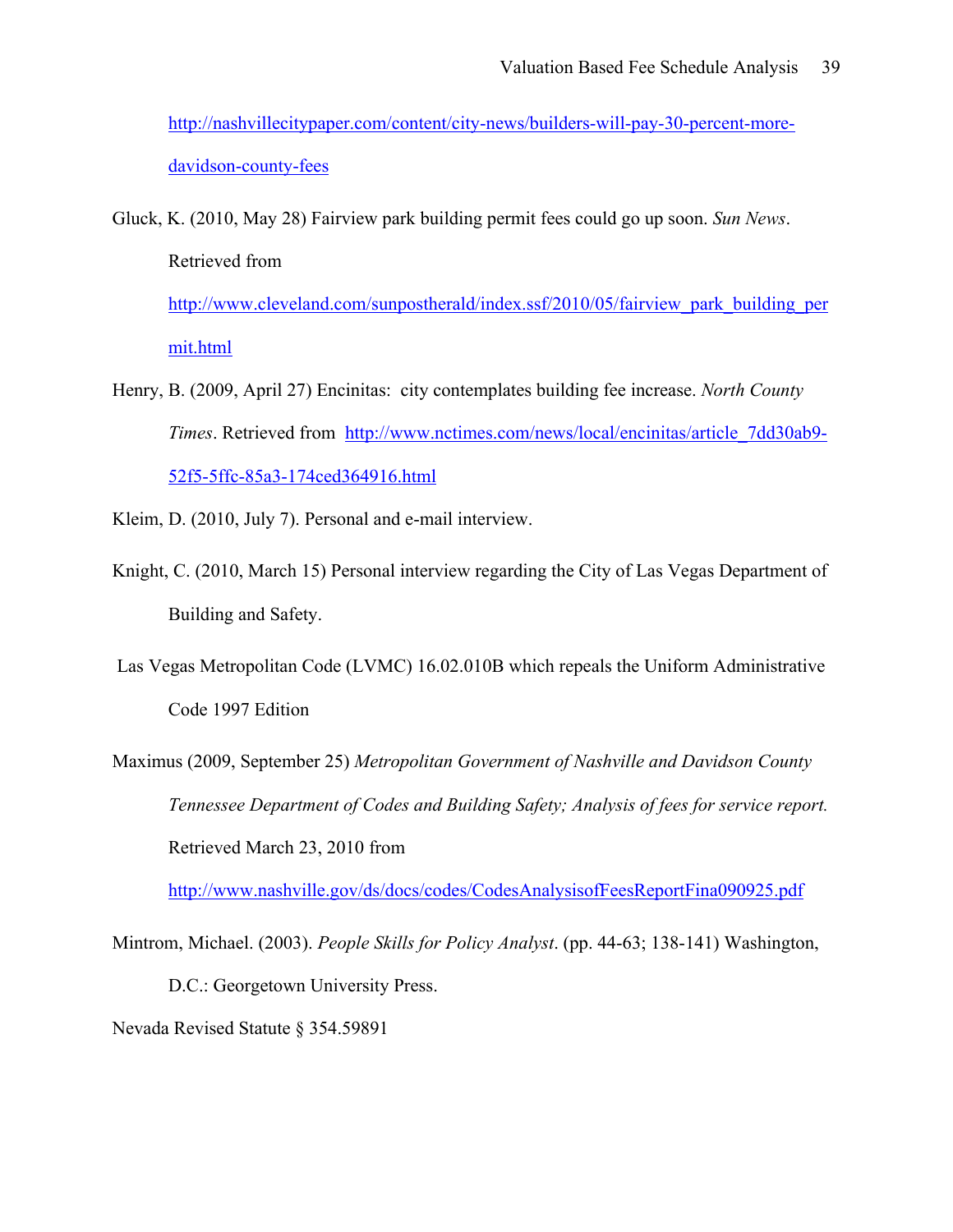http://nashvillecitypaper.com/content/city-news/builders-will-pay-30-percent-more-davidson-county-fees

Gluck, K. (2010, May 28) Fairview park building permit fees could go up soon. *Sun News*. Retrieved from http://www.cleveland.com/sunpostherald/index.ssf/2010/05/fairview_park_building_permit.html

Henry, B. (2009, April 27) Encinitas: city contemplates building fee increase. *North County Times*. Retrieved from http://www.nctimes.com/news/local/encinitas/article_7dd30ab9-52f5-5ffc-85a3-174ced364916.html

Kleim, D. (2010, July 7). Personal and e-mail interview.

Knight, C. (2010, March 15) Personal interview regarding the City of Las Vegas Department of Building and Safety.

Las Vegas Metropolitan Code (LVMC) 16.02.010B which repeals the Uniform Administrative Code 1997 Edition

Maximus (2009, September 25) *Metropolitan Government of Nashville and Davidson County Tennessee Department of Codes and Building Safety; Analysis of fees for service report.* Retrieved March 23, 2010 from http://www.nashville.gov/ds/docs/codes/CodesAnalysisofFeesReportFina090925.pdf

Mintrom, Michael. (2003). *People Skills for Policy Analyst*. (pp. 44-63; 138-141) Washington, D.C.: Georgetown University Press.

Nevada Revised Statute § 354.59891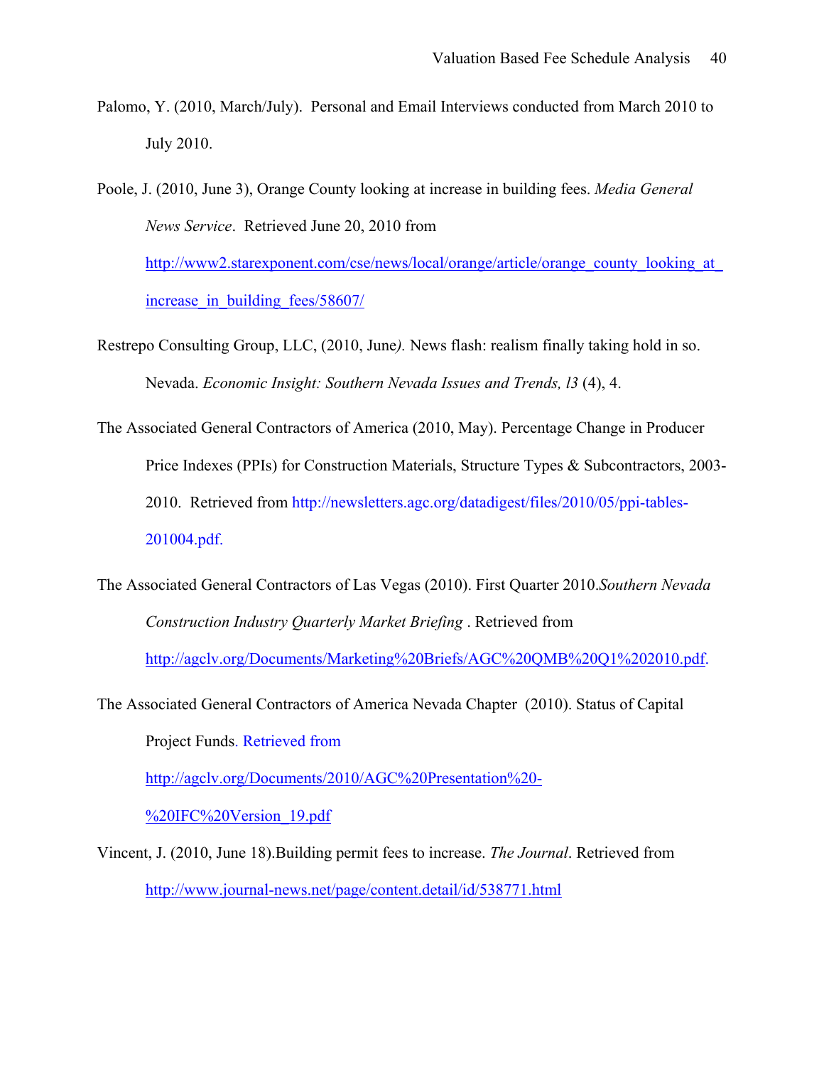Palomo, Y. (2010, March/July). Personal and Email Interviews conducted from March 2010 to July 2010.

Poole, J. (2010, June 3), Orange County looking at increase in building fees. *Media General News Service*. Retrieved June 20, 2010 from http://www2.starexponent.com/cse/news/local/orange/article/orange_county_looking_at_increase_in_building_fees/58607/

Restrepo Consulting Group, LLC, (2010, June). News flash: realism finally taking hold in so. Nevada. *Economic Insight: Southern Nevada Issues and Trends, l3* (4), 4.

The Associated General Contractors of America (2010, May). Percentage Change in Producer Price Indexes (PPIs) for Construction Materials, Structure Types & Subcontractors, 2003-2010. Retrieved from http://newsletters.agc.org/datadigest/files/2010/05/ppi-tables-201004.pdf.

The Associated General Contractors of Las Vegas (2010). First Quarter 2010.*Southern Nevada Construction Industry Quarterly Market Briefing* . Retrieved from http://agclv.org/Documents/Marketing%20Briefs/AGC%20QMB%20Q1%202010.pdf.

The Associated General Contractors of America Nevada Chapter (2010). Status of Capital Project Funds. Retrieved from http://agclv.org/Documents/2010/AGC%20Presentation%20-%20IFC%20Version_19.pdf

Vincent, J. (2010, June 18).Building permit fees to increase. *The Journal*. Retrieved from http://www.journal-news.net/page/content.detail/id/538771.html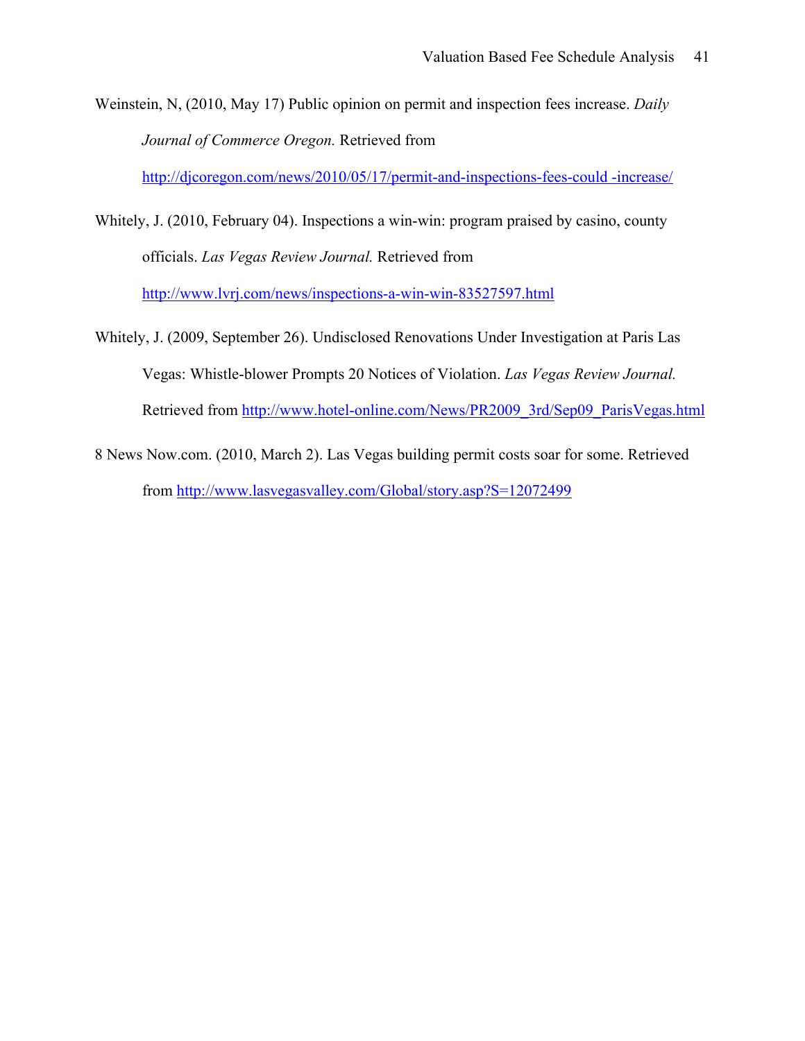Weinstein, N, (2010, May 17) Public opinion on permit and inspection fees increase. *Daily Journal of Commerce Oregon.* Retrieved from http://djcoregon.com/news/2010/05/17/permit-and-inspections-fees-could -increase/

Whitely, J. (2010, February 04). Inspections a win-win: program praised by casino, county officials. *Las Vegas Review Journal.* Retrieved from http://www.lvrj.com/news/inspections-a-win-win-83527597.html

Whitely, J. (2009, September 26). Undisclosed Renovations Under Investigation at Paris Las Vegas: Whistle-blower Prompts 20 Notices of Violation. *Las Vegas Review Journal.* Retrieved from http://www.hotel-online.com/News/PR2009_3rd/Sep09_ParisVegas.html

8 News Now.com. (2010, March 2). Las Vegas building permit costs soar for some. Retrieved from http://www.lasvegasvalley.com/Global/story.asp?S=12072499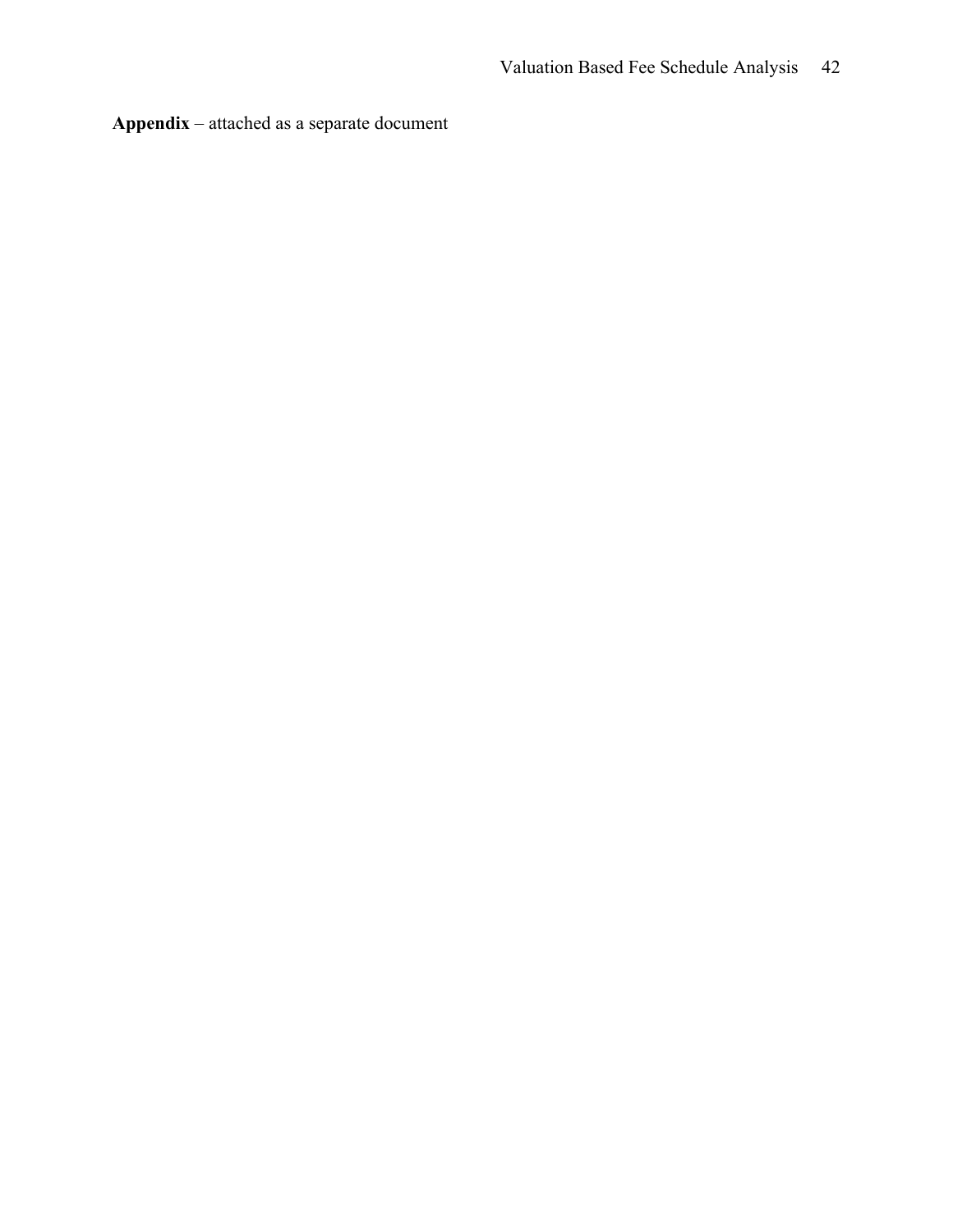**Appendix** – attached as a separate document